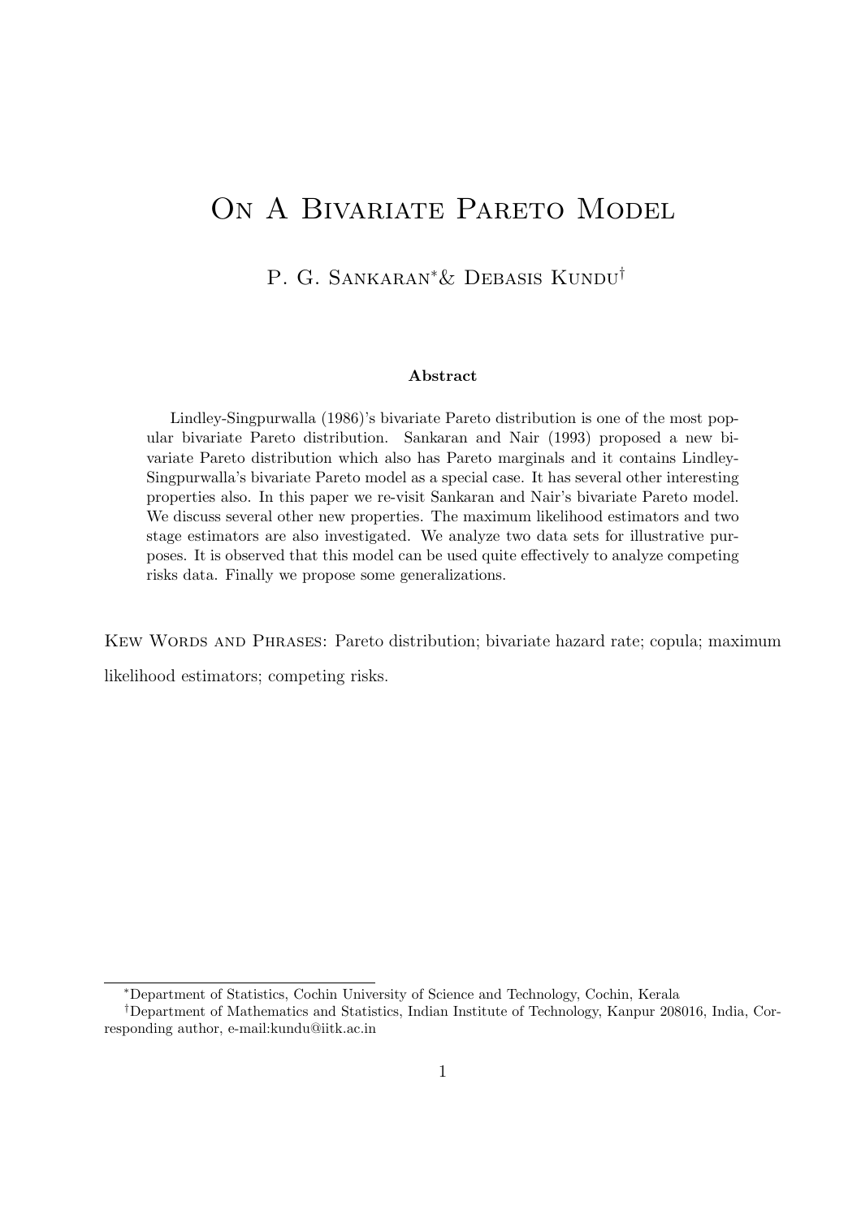# On A Bivariate Pareto Model

P. G. Sankaran[*] & Debasis Kundu[†]

**Abstract**

Lindley-Singpurwalla (1986)'s bivariate Pareto distribution is one of the most popular bivariate Pareto distribution. Sankaran and Nair (1993) proposed a new bivariate Pareto distribution which also has Pareto marginals and it contains Lindley-Singpurwalla's bivariate Pareto model as a special case. It has several other interesting properties also. In this paper we re-visit Sankaran and Nair's bivariate Pareto model. We discuss several other new properties. The maximum likelihood estimators and two stage estimators are also investigated. We analyze two data sets for illustrative purposes. It is observed that this model can be used quite effectively to analyze competing risks data. Finally we propose some generalizations.

Kew Words and Phrases: Pareto distribution; bivariate hazard rate; copula; maximum likelihood estimators; competing risks.

---

[*] Department of Statistics, Cochin University of Science and Technology, Cochin, Kerala

[†] Department of Mathematics and Statistics, Indian Institute of Technology, Kanpur 208016, India, Corresponding author, e-mail:kundu@iitk.ac.in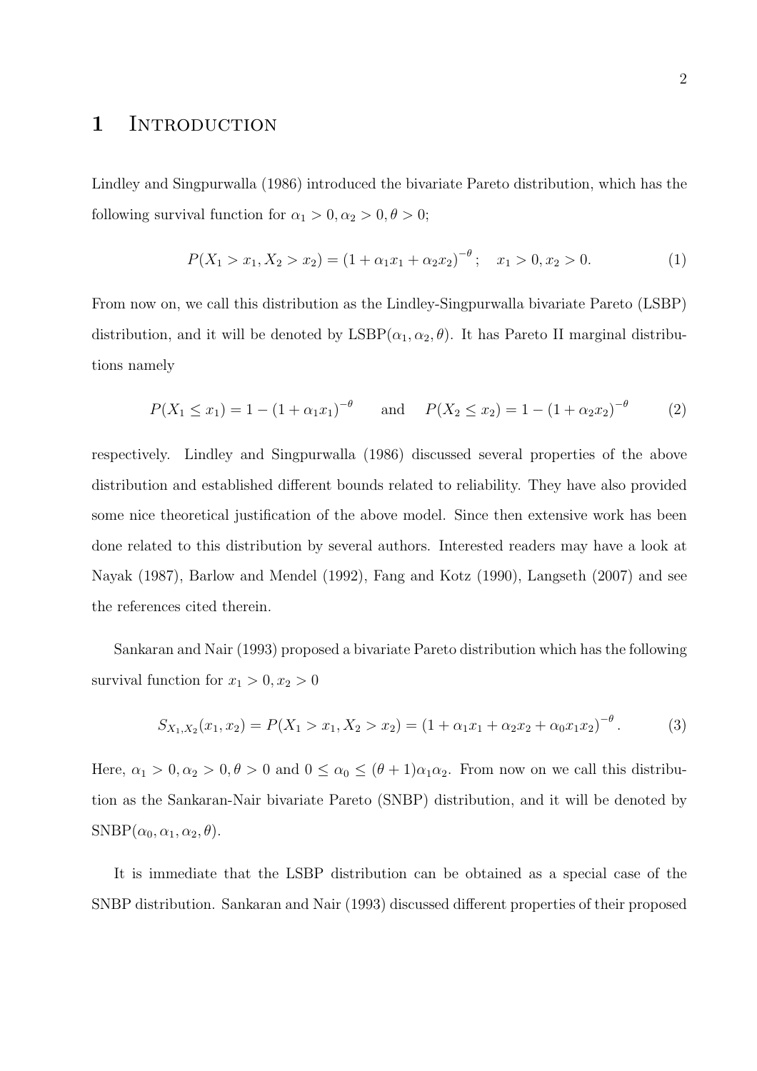# 1 Introduction

Lindley and Singpurwalla (1986) introduced the bivariate Pareto distribution, which has the following survival function for $\alpha_1 > 0, \alpha_2 > 0, \theta > 0$;

$$P(X_1 > x_1, X_2 > x_2) = (1 + \alpha_1 x_1 + \alpha_2 x_2)^{-\theta}; \quad x_1 > 0, x_2 > 0. \tag{1}$$

From now on, we call this distribution as the Lindley-Singpurwalla bivariate Pareto (LSBP) distribution, and it will be denoted by LSBP$(\alpha_1, \alpha_2, \theta)$. It has Pareto II marginal distributions namely

$$P(X_1 \leq x_1) = 1 - (1 + \alpha_1 x_1)^{-\theta} \qquad \text{and} \qquad P(X_2 \leq x_2) = 1 - (1 + \alpha_2 x_2)^{-\theta} \tag{2}$$

respectively. Lindley and Singpurwalla (1986) discussed several properties of the above distribution and established different bounds related to reliability. They have also provided some nice theoretical justification of the above model. Since then extensive work has been done related to this distribution by several authors. Interested readers may have a look at Nayak (1987), Barlow and Mendel (1992), Fang and Kotz (1990), Langseth (2007) and see the references cited therein.

Sankaran and Nair (1993) proposed a bivariate Pareto distribution which has the following survival function for $x_1 > 0, x_2 > 0$

$$S_{X_1,X_2}(x_1, x_2) = P(X_1 > x_1, X_2 > x_2) = (1 + \alpha_1 x_1 + \alpha_2 x_2 + \alpha_0 x_1 x_2)^{-\theta}. \tag{3}$$

Here, $\alpha_1 > 0, \alpha_2 > 0, \theta > 0$ and $0 \leq \alpha_0 \leq (\theta + 1)\alpha_1\alpha_2$. From now on we call this distribution as the Sankaran-Nair bivariate Pareto (SNBP) distribution, and it will be denoted by SNBP$(\alpha_0, \alpha_1, \alpha_2, \theta)$.

It is immediate that the LSBP distribution can be obtained as a special case of the SNBP distribution. Sankaran and Nair (1993) discussed different properties of their proposed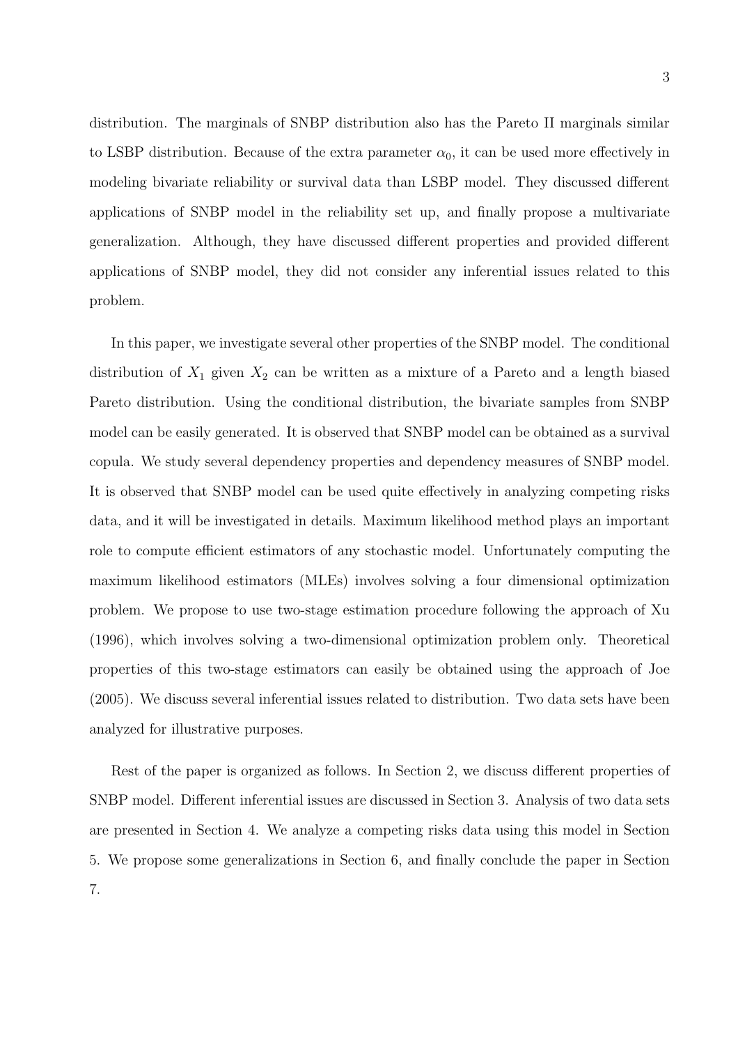distribution. The marginals of SNBP distribution also has the Pareto II marginals similar to LSBP distribution. Because of the extra parameter $\alpha_0$, it can be used more effectively in modeling bivariate reliability or survival data than LSBP model. They discussed different applications of SNBP model in the reliability set up, and finally propose a multivariate generalization. Although, they have discussed different properties and provided different applications of SNBP model, they did not consider any inferential issues related to this problem.

In this paper, we investigate several other properties of the SNBP model. The conditional distribution of $X_1$ given $X_2$ can be written as a mixture of a Pareto and a length biased Pareto distribution. Using the conditional distribution, the bivariate samples from SNBP model can be easily generated. It is observed that SNBP model can be obtained as a survival copula. We study several dependency properties and dependency measures of SNBP model. It is observed that SNBP model can be used quite effectively in analyzing competing risks data, and it will be investigated in details. Maximum likelihood method plays an important role to compute efficient estimators of any stochastic model. Unfortunately computing the maximum likelihood estimators (MLEs) involves solving a four dimensional optimization problem. We propose to use two-stage estimation procedure following the approach of Xu (1996), which involves solving a two-dimensional optimization problem only. Theoretical properties of this two-stage estimators can easily be obtained using the approach of Joe (2005). We discuss several inferential issues related to distribution. Two data sets have been analyzed for illustrative purposes.

Rest of the paper is organized as follows. In Section 2, we discuss different properties of SNBP model. Different inferential issues are discussed in Section 3. Analysis of two data sets are presented in Section 4. We analyze a competing risks data using this model in Section 5. We propose some generalizations in Section 6, and finally conclude the paper in Section 7.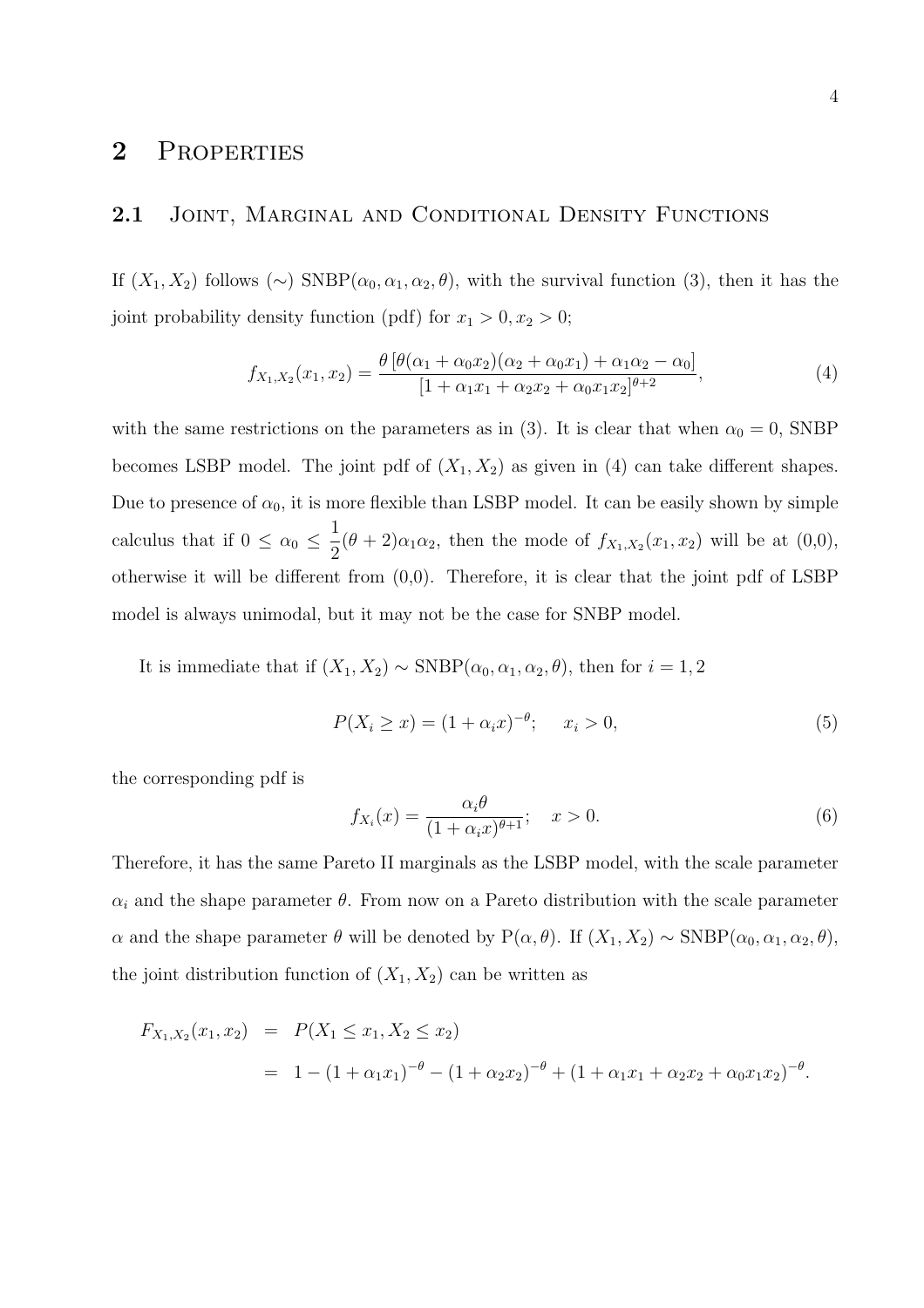## 2 Properties

### 2.1 Joint, Marginal and Conditional Density Functions

If $(X_1, X_2)$ follows ($\sim$) SNBP$(\alpha_0, \alpha_1, \alpha_2, \theta)$, with the survival function (3), then it has the joint probability density function (pdf) for $x_1 > 0, x_2 > 0$;

$$f_{X_1,X_2}(x_1, x_2) = \frac{\theta\left[\theta(\alpha_1 + \alpha_0 x_2)(\alpha_2 + \alpha_0 x_1) + \alpha_1\alpha_2 - \alpha_0\right]}{[1 + \alpha_1 x_1 + \alpha_2 x_2 + \alpha_0 x_1 x_2]^{\theta+2}}, \tag{4}$$

with the same restrictions on the parameters as in (3). It is clear that when $\alpha_0 = 0$, SNBP becomes LSBP model. The joint pdf of $(X_1, X_2)$ as given in (4) can take different shapes. Due to presence of $\alpha_0$, it is more flexible than LSBP model. It can be easily shown by simple calculus that if $0 \leq \alpha_0 \leq \frac{1}{2}(\theta + 2)\alpha_1\alpha_2$, then the mode of $f_{X_1,X_2}(x_1, x_2)$ will be at (0,0), otherwise it will be different from (0,0). Therefore, it is clear that the joint pdf of LSBP model is always unimodal, but it may not be the case for SNBP model.

It is immediate that if $(X_1, X_2) \sim$ SNBP$(\alpha_0, \alpha_1, \alpha_2, \theta)$, then for $i = 1, 2$

$$P(X_i \geq x) = (1 + \alpha_i x)^{-\theta}; \quad x_i > 0, \tag{5}$$

the corresponding pdf is

$$f_{X_i}(x) = \frac{\alpha_i \theta}{(1 + \alpha_i x)^{\theta+1}}; \quad x > 0. \tag{6}$$

Therefore, it has the same Pareto II marginals as the LSBP model, with the scale parameter $\alpha_i$ and the shape parameter $\theta$. From now on a Pareto distribution with the scale parameter $\alpha$ and the shape parameter $\theta$ will be denoted by P$(\alpha, \theta)$. If $(X_1, X_2) \sim$ SNBP$(\alpha_0, \alpha_1, \alpha_2, \theta)$, the joint distribution function of $(X_1, X_2)$ can be written as

$$\begin{aligned} F_{X_1,X_2}(x_1, x_2) &= P(X_1 \leq x_1, X_2 \leq x_2) \\ &= 1 - (1 + \alpha_1 x_1)^{-\theta} - (1 + \alpha_2 x_2)^{-\theta} + (1 + \alpha_1 x_1 + \alpha_2 x_2 + \alpha_0 x_1 x_2)^{-\theta}. \end{aligned}$$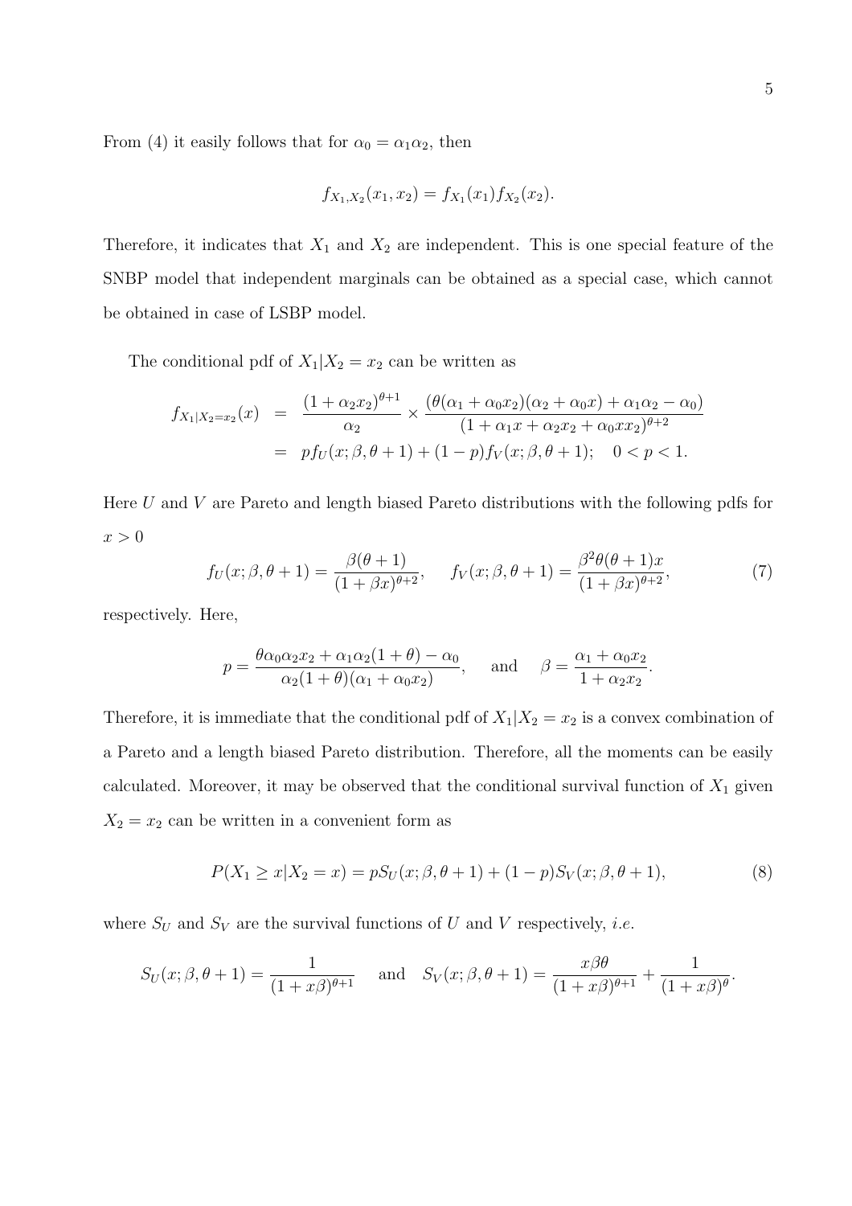From (4) it easily follows that for $\alpha_0 = \alpha_1\alpha_2$, then

$$f_{X_1,X_2}(x_1,x_2) = f_{X_1}(x_1)f_{X_2}(x_2).$$

Therefore, it indicates that $X_1$ and $X_2$ are independent. This is one special feature of the SNBP model that independent marginals can be obtained as a special case, which cannot be obtained in case of LSBP model.

The conditional pdf of $X_1|X_2 = x_2$ can be written as

$$\begin{aligned} f_{X_1|X_2=x_2}(x) &= \frac{(1+\alpha_2 x_2)^{\theta+1}}{\alpha_2} \times \frac{(\theta(\alpha_1+\alpha_0 x_2)(\alpha_2+\alpha_0 x) + \alpha_1\alpha_2 - \alpha_0)}{(1+\alpha_1 x + \alpha_2 x_2 + \alpha_0 x x_2)^{\theta+2}} \\ &= p f_U(x;\beta,\theta+1) + (1-p) f_V(x;\beta,\theta+1); \quad 0 < p < 1. \end{aligned}$$

Here $U$ and $V$ are Pareto and length biased Pareto distributions with the following pdfs for $x > 0$

$$f_U(x;\beta,\theta+1) = \frac{\beta(\theta+1)}{(1+\beta x)^{\theta+2}}, \qquad f_V(x;\beta,\theta+1) = \frac{\beta^2\theta(\theta+1)x}{(1+\beta x)^{\theta+2}}, \tag{7}$$

respectively. Here,

$$p = \frac{\theta\alpha_0\alpha_2 x_2 + \alpha_1\alpha_2(1+\theta) - \alpha_0}{\alpha_2(1+\theta)(\alpha_1+\alpha_0 x_2)}, \quad \text{ and } \quad \beta = \frac{\alpha_1+\alpha_0 x_2}{1+\alpha_2 x_2}.$$

Therefore, it is immediate that the conditional pdf of $X_1|X_2 = x_2$ is a convex combination of a Pareto and a length biased Pareto distribution. Therefore, all the moments can be easily calculated. Moreover, it may be observed that the conditional survival function of $X_1$ given $X_2 = x_2$ can be written in a convenient form as

$$P(X_1 \geq x | X_2 = x) = p S_U(x;\beta,\theta+1) + (1-p) S_V(x;\beta,\theta+1), \tag{8}$$

where $S_U$ and $S_V$ are the survival functions of $U$ and $V$ respectively, *i.e.*

$$S_U(x;\beta,\theta+1) = \frac{1}{(1+x\beta)^{\theta+1}} \quad \text{ and } \quad S_V(x;\beta,\theta+1) = \frac{x\beta\theta}{(1+x\beta)^{\theta+1}} + \frac{1}{(1+x\beta)^{\theta}}.$$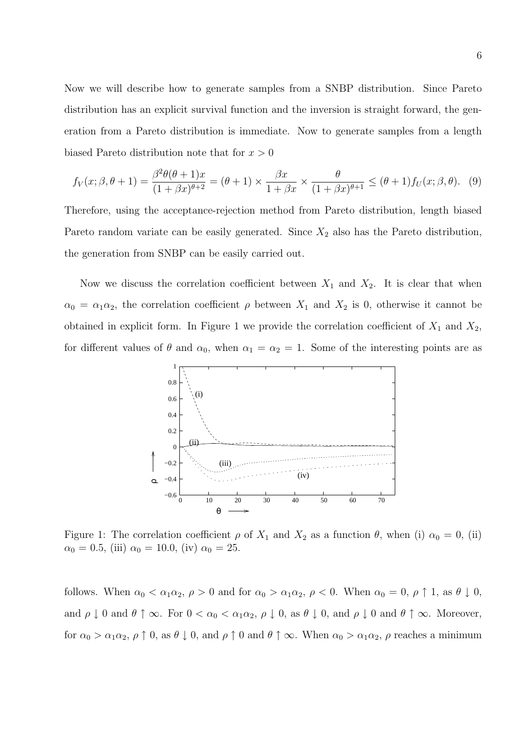Now we will describe how to generate samples from a SNBP distribution. Since Pareto distribution has an explicit survival function and the inversion is straight forward, the generation from a Pareto distribution is immediate. Now to generate samples from a length biased Pareto distribution note that for $x > 0$

$$f_V(x;\beta,\theta+1) = \frac{\beta^2\theta(\theta+1)x}{(1+\beta x)^{\theta+2}} = (\theta+1) \times \frac{\beta x}{1+\beta x} \times \frac{\theta}{(1+\beta x)^{\theta+1}} \leq (\theta+1) f_U(x;\beta,\theta). \quad (9)$$

Therefore, using the acceptance-rejection method from Pareto distribution, length biased Pareto random variate can be easily generated. Since $X_2$ also has the Pareto distribution, the generation from SNBP can be easily carried out.

Now we discuss the correlation coefficient between $X_1$ and $X_2$. It is clear that when $\alpha_0 = \alpha_1\alpha_2$, the correlation coefficient $\rho$ between $X_1$ and $X_2$ is 0, otherwise it cannot be obtained in explicit form. In Figure 1 we provide the correlation coefficient of $X_1$ and $X_2$, for different values of $\theta$ and $\alpha_0$, when $\alpha_1 = \alpha_2 = 1$. Some of the interesting points are as

Figure 1: The correlation coefficient $\rho$ of $X_1$ and $X_2$ as a function $\theta$, when (i) $\alpha_0 = 0$, (ii) $\alpha_0 = 0.5$, (iii) $\alpha_0 = 10.0$, (iv) $\alpha_0 = 25$.

follows. When $\alpha_0 < \alpha_1\alpha_2$, $\rho > 0$ and for $\alpha_0 > \alpha_1\alpha_2$, $\rho < 0$. When $\alpha_0 = 0$, $\rho \uparrow 1$, as $\theta \downarrow 0$, and $\rho \downarrow 0$ and $\theta \uparrow \infty$. For $0 < \alpha_0 < \alpha_1\alpha_2$, $\rho \downarrow 0$, as $\theta \downarrow 0$, and $\rho \downarrow 0$ and $\theta \uparrow \infty$. Moreover, for $\alpha_0 > \alpha_1\alpha_2$, $\rho \uparrow 0$, as $\theta \downarrow 0$, and $\rho \uparrow 0$ and $\theta \uparrow \infty$. When $\alpha_0 > \alpha_1\alpha_2$, $\rho$ reaches a minimum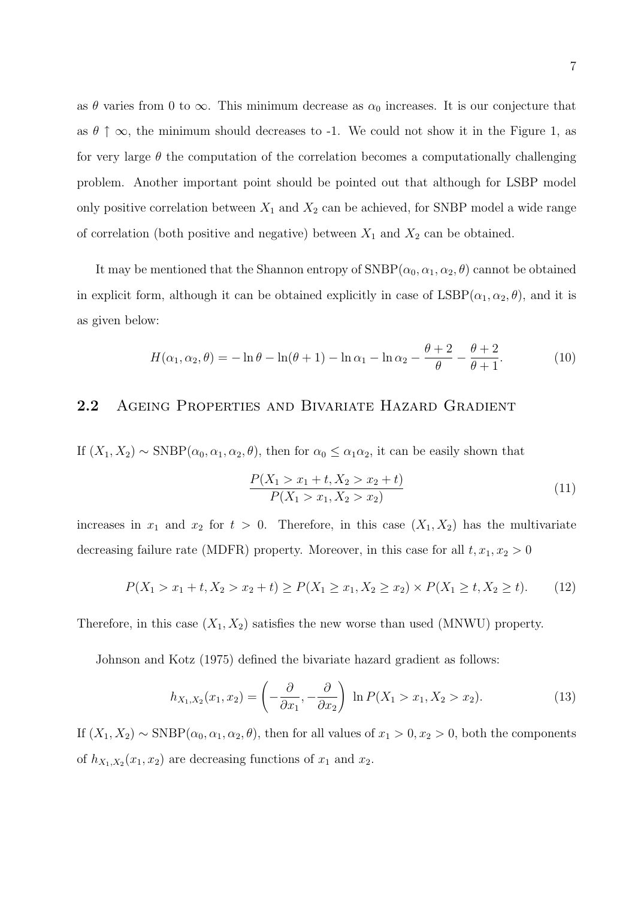as $\theta$ varies from 0 to $\infty$. This minimum decrease as $\alpha_0$ increases. It is our conjecture that as $\theta \uparrow \infty$, the minimum should decreases to -1. We could not show it in the Figure 1, as for very large $\theta$ the computation of the correlation becomes a computationally challenging problem. Another important point should be pointed out that although for LSBP model only positive correlation between $X_1$ and $X_2$ can be achieved, for SNBP model a wide range of correlation (both positive and negative) between $X_1$ and $X_2$ can be obtained.

It may be mentioned that the Shannon entropy of $\text{SNBP}(\alpha_0, \alpha_1, \alpha_2, \theta)$ cannot be obtained in explicit form, although it can be obtained explicitly in case of $\text{LSBP}(\alpha_1, \alpha_2, \theta)$, and it is as given below:

$$H(\alpha_1, \alpha_2, \theta) = -\ln\theta - \ln(\theta+1) - \ln\alpha_1 - \ln\alpha_2 - \frac{\theta+2}{\theta} - \frac{\theta+2}{\theta+1}. \tag{10}$$

## 2.2 Ageing Properties and Bivariate Hazard Gradient

If $(X_1, X_2) \sim \text{SNBP}(\alpha_0, \alpha_1, \alpha_2, \theta)$, then for $\alpha_0 \le \alpha_1\alpha_2$, it can be easily shown that

$$\frac{P(X_1 > x_1 + t, X_2 > x_2 + t)}{P(X_1 > x_1, X_2 > x_2)} \tag{11}$$

increases in $x_1$ and $x_2$ for $t > 0$. Therefore, in this case $(X_1, X_2)$ has the multivariate decreasing failure rate (MDFR) property. Moreover, in this case for all $t, x_1, x_2 > 0$

$$P(X_1 > x_1 + t, X_2 > x_2 + t) \ge P(X_1 \ge x_1, X_2 \ge x_2) \times P(X_1 \ge t, X_2 \ge t). \tag{12}$$

Therefore, in this case $(X_1, X_2)$ satisfies the new worse than used (MNWU) property.

Johnson and Kotz (1975) defined the bivariate hazard gradient as follows:

$$h_{X_1,X_2}(x_1, x_2) = \left(-\frac{\partial}{\partial x_1}, -\frac{\partial}{\partial x_2}\right) \ln P(X_1 > x_1, X_2 > x_2). \tag{13}$$

If $(X_1, X_2) \sim \text{SNBP}(\alpha_0, \alpha_1, \alpha_2, \theta)$, then for all values of $x_1 > 0, x_2 > 0$, both the components of $h_{X_1,X_2}(x_1, x_2)$ are decreasing functions of $x_1$ and $x_2$.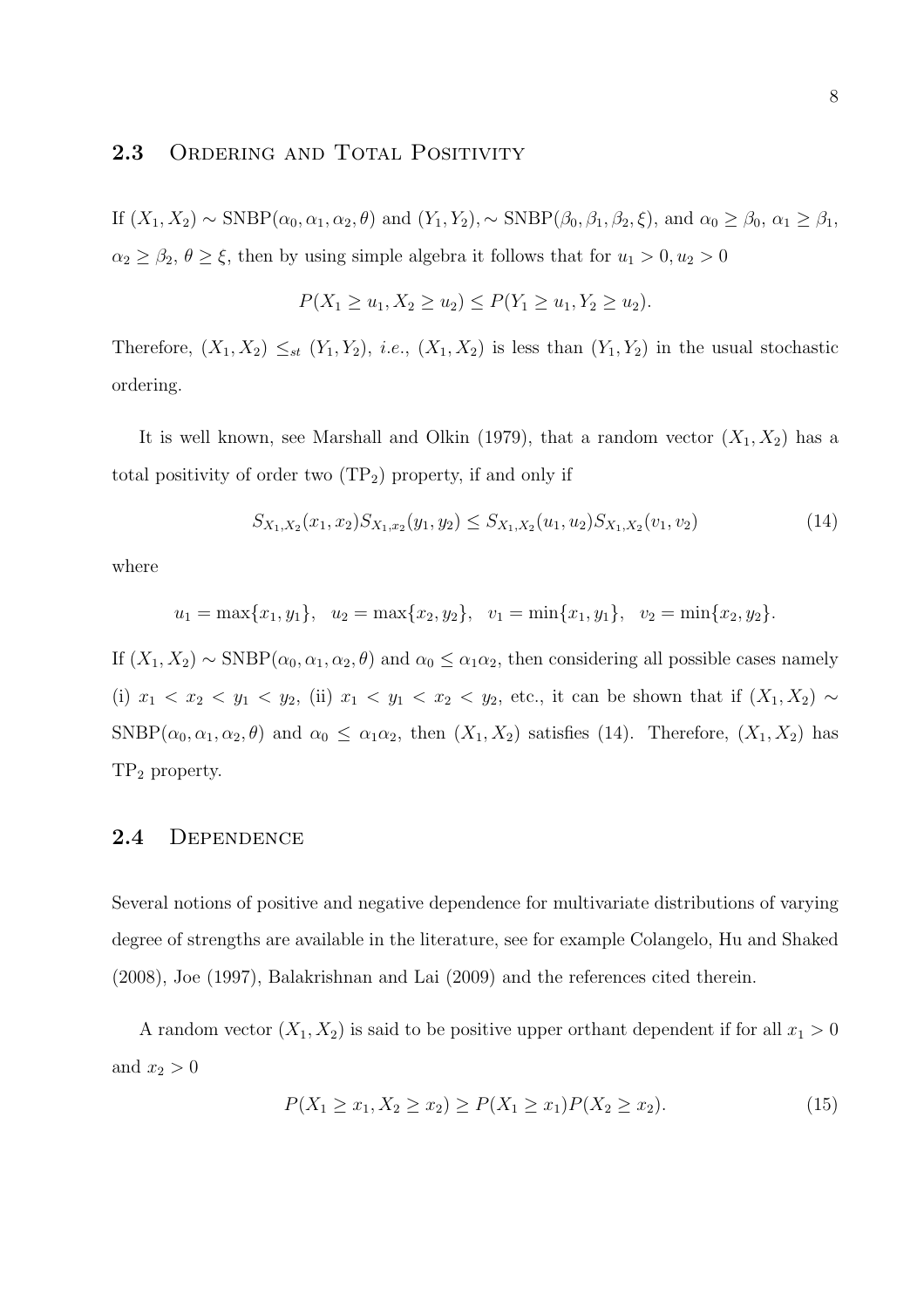## 2.3 Ordering and Total Positivity

If $(X_1, X_2) \sim \text{SNBP}(\alpha_0, \alpha_1, \alpha_2, \theta)$ and $(Y_1, Y_2), \sim \text{SNBP}(\beta_0, \beta_1, \beta_2, \xi)$, and $\alpha_0 \geq \beta_0$, $\alpha_1 \geq \beta_1$, $\alpha_2 \geq \beta_2$, $\theta \geq \xi$, then by using simple algebra it follows that for $u_1 > 0, u_2 > 0$

$$P(X_1 \geq u_1, X_2 \geq u_2) \leq P(Y_1 \geq u_1, Y_2 \geq u_2).$$

Therefore, $(X_1, X_2) \leq_{st} (Y_1, Y_2)$, *i.e.*, $(X_1, X_2)$ is less than $(Y_1, Y_2)$ in the usual stochastic ordering.

It is well known, see Marshall and Olkin (1979), that a random vector $(X_1, X_2)$ has a total positivity of order two ($\text{TP}_2$) property, if and only if

$$S_{X_1,X_2}(x_1, x_2) S_{X_1,x_2}(y_1, y_2) \leq S_{X_1,X_2}(u_1, u_2) S_{X_1,X_2}(v_1, v_2) \tag{14}$$

where

$$u_1 = \max\{x_1, y_1\}, \quad u_2 = \max\{x_2, y_2\}, \quad v_1 = \min\{x_1, y_1\}, \quad v_2 = \min\{x_2, y_2\}.$$

If $(X_1, X_2) \sim \text{SNBP}(\alpha_0, \alpha_1, \alpha_2, \theta)$ and $\alpha_0 \leq \alpha_1 \alpha_2$, then considering all possible cases namely (i) $x_1 < x_2 < y_1 < y_2$, (ii) $x_1 < y_1 < x_2 < y_2$, etc., it can be shown that if $(X_1, X_2) \sim \text{SNBP}(\alpha_0, \alpha_1, \alpha_2, \theta)$ and $\alpha_0 \leq \alpha_1 \alpha_2$, then $(X_1, X_2)$ satisfies (14). Therefore, $(X_1, X_2)$ has $\text{TP}_2$ property.

## 2.4 Dependence

Several notions of positive and negative dependence for multivariate distributions of varying degree of strengths are available in the literature, see for example Colangelo, Hu and Shaked (2008), Joe (1997), Balakrishnan and Lai (2009) and the references cited therein.

A random vector $(X_1, X_2)$ is said to be positive upper orthant dependent if for all $x_1 > 0$ and $x_2 > 0$

$$P(X_1 \geq x_1, X_2 \geq x_2) \geq P(X_1 \geq x_1) P(X_2 \geq x_2). \tag{15}$$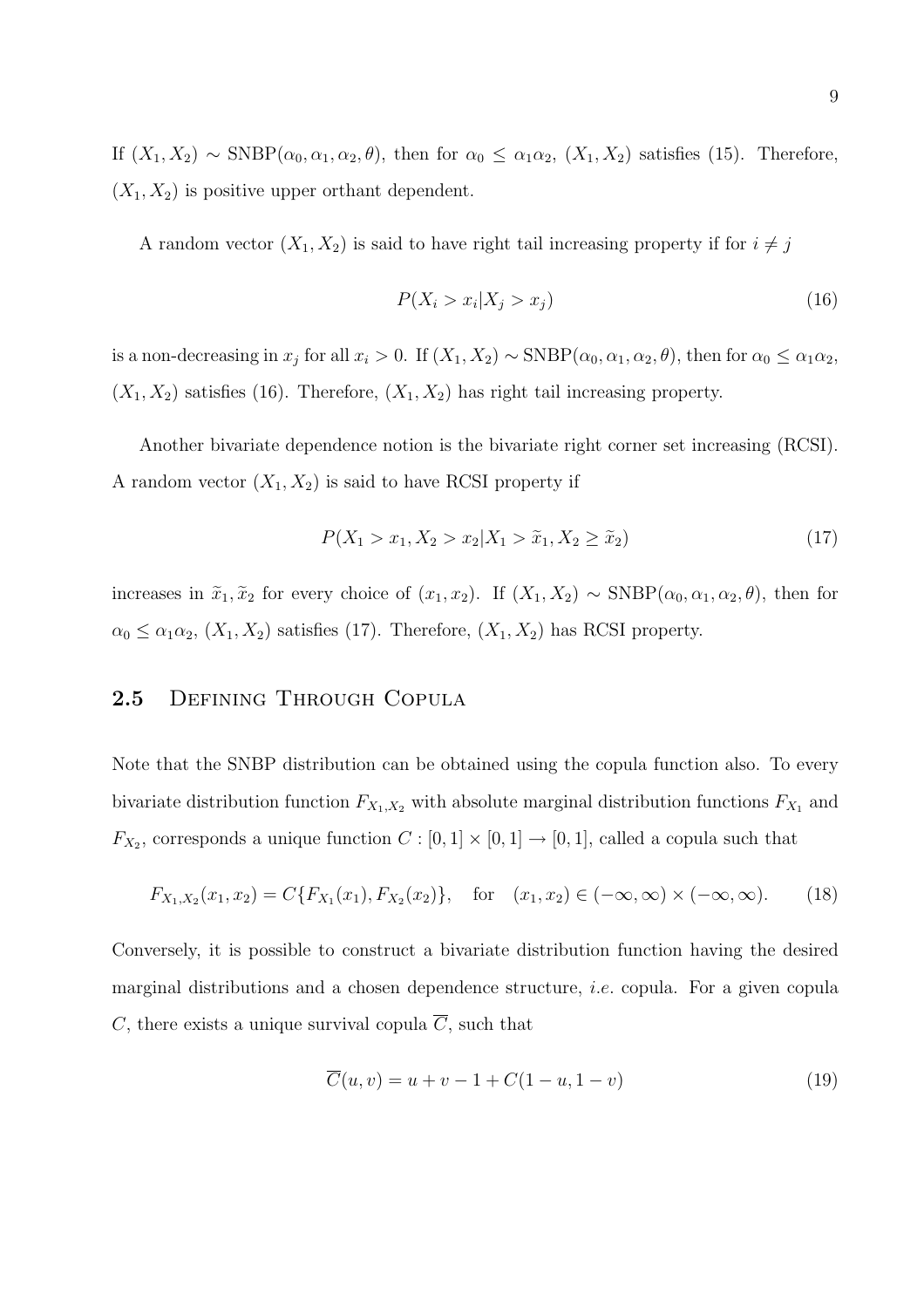If $(X_1, X_2) \sim \text{SNBP}(\alpha_0, \alpha_1, \alpha_2, \theta)$, then for $\alpha_0 \leq \alpha_1\alpha_2$, $(X_1, X_2)$ satisfies (15). Therefore, $(X_1, X_2)$ is positive upper orthant dependent.

A random vector $(X_1, X_2)$ is said to have right tail increasing property if for $i \neq j$

$$P(X_i > x_i | X_j > x_j) \tag{16}$$

is a non-decreasing in $x_j$ for all $x_i > 0$. If $(X_1, X_2) \sim \text{SNBP}(\alpha_0, \alpha_1, \alpha_2, \theta)$, then for $\alpha_0 \leq \alpha_1\alpha_2$, $(X_1, X_2)$ satisfies (16). Therefore, $(X_1, X_2)$ has right tail increasing property.

Another bivariate dependence notion is the bivariate right corner set increasing (RCSI). A random vector $(X_1, X_2)$ is said to have RCSI property if

$$P(X_1 > x_1, X_2 > x_2 | X_1 > \widetilde{x}_1, X_2 \geq \widetilde{x}_2) \tag{17}$$

increases in $\widetilde{x}_1, \widetilde{x}_2$ for every choice of $(x_1, x_2)$. If $(X_1, X_2) \sim \text{SNBP}(\alpha_0, \alpha_1, \alpha_2, \theta)$, then for $\alpha_0 \leq \alpha_1\alpha_2$, $(X_1, X_2)$ satisfies (17). Therefore, $(X_1, X_2)$ has RCSI property.

## 2.5 Defining Through Copula

Note that the SNBP distribution can be obtained using the copula function also. To every bivariate distribution function $F_{X_1,X_2}$ with absolute marginal distribution functions $F_{X_1}$ and $F_{X_2}$, corresponds a unique function $C : [0, 1] \times [0, 1] \to [0, 1]$, called a copula such that

$$F_{X_1,X_2}(x_1, x_2) = C\{F_{X_1}(x_1), F_{X_2}(x_2)\}, \quad \text{for} \quad (x_1, x_2) \in (-\infty, \infty) \times (-\infty, \infty). \tag{18}$$

Conversely, it is possible to construct a bivariate distribution function having the desired marginal distributions and a chosen dependence structure, *i.e.* copula. For a given copula $C$, there exists a unique survival copula $\overline{C}$, such that

$$\overline{C}(u, v) = u + v - 1 + C(1 - u, 1 - v) \tag{19}$$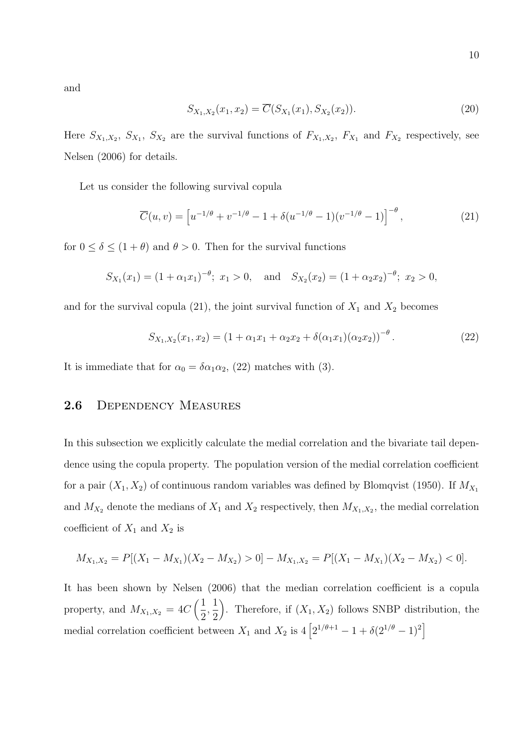and

$$S_{X_1,X_2}(x_1, x_2) = \overline{C}(S_{X_1}(x_1), S_{X_2}(x_2)). \tag{20}$$

Here $S_{X_1,X_2}$, $S_{X_1}$, $S_{X_2}$ are the survival functions of $F_{X_1,X_2}$, $F_{X_1}$ and $F_{X_2}$ respectively, see Nelsen (2006) for details.

Let us consider the following survival copula

$$\overline{C}(u, v) = \left[u^{-1/\theta} + v^{-1/\theta} - 1 + \delta(u^{-1/\theta} - 1)(v^{-1/\theta} - 1)\right]^{-\theta}, \tag{21}$$

for $0 \leq \delta \leq (1 + \theta)$ and $\theta > 0$. Then for the survival functions

$$S_{X_1}(x_1) = (1 + \alpha_1 x_1)^{-\theta};\ x_1 > 0, \quad \text{and} \quad S_{X_2}(x_2) = (1 + \alpha_2 x_2)^{-\theta};\ x_2 > 0,$$

and for the survival copula (21), the joint survival function of $X_1$ and $X_2$ becomes

$$S_{X_1,X_2}(x_1, x_2) = (1 + \alpha_1 x_1 + \alpha_2 x_2 + \delta(\alpha_1 x_1)(\alpha_2 x_2))^{-\theta}. \tag{22}$$

It is immediate that for $\alpha_0 = \delta\alpha_1\alpha_2$, (22) matches with (3).

## 2.6 Dependency Measures

In this subsection we explicitly calculate the medial correlation and the bivariate tail dependence using the copula property. The population version of the medial correlation coefficient for a pair $(X_1, X_2)$ of continuous random variables was defined by Blomqvist (1950). If $M_{X_1}$ and $M_{X_2}$ denote the medians of $X_1$ and $X_2$ respectively, then $M_{X_1,X_2}$, the medial correlation coefficient of $X_1$ and $X_2$ is

$$M_{X_1,X_2} = P[(X_1 - M_{X_1})(X_2 - M_{X_2}) > 0] - M_{X_1,X_2} = P[(X_1 - M_{X_1})(X_2 - M_{X_2}) < 0].$$

It has been shown by Nelsen (2006) that the median correlation coefficient is a copula property, and $M_{X_1,X_2} = 4C\left(\frac{1}{2}, \frac{1}{2}\right)$. Therefore, if $(X_1, X_2)$ follows SNBP distribution, the medial correlation coefficient between $X_1$ and $X_2$ is $4\left[2^{1/\theta+1} - 1 + \delta(2^{1/\theta} - 1)^2\right]$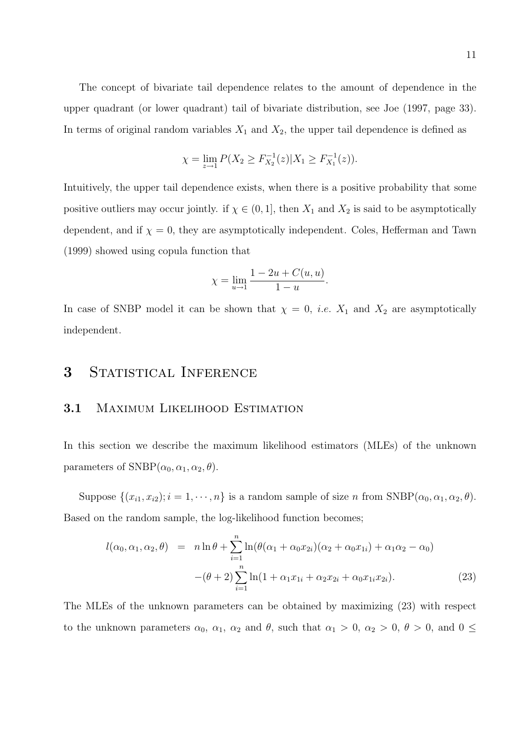The concept of bivariate tail dependence relates to the amount of dependence in the upper quadrant (or lower quadrant) tail of bivariate distribution, see Joe (1997, page 33). In terms of original random variables $X_1$ and $X_2$, the upper tail dependence is defined as

$$\chi = \lim_{z \to 1} P(X_2 \geq F_{X_2}^{-1}(z) | X_1 \geq F_{X_1}^{-1}(z)).$$

Intuitively, the upper tail dependence exists, when there is a positive probability that some positive outliers may occur jointly. if $\chi \in (0, 1]$, then $X_1$ and $X_2$ is said to be asymptotically dependent, and if $\chi = 0$, they are asymptotically independent. Coles, Hefferman and Tawn (1999) showed using copula function that

$$\chi = \lim_{u \to 1} \frac{1 - 2u + C(u, u)}{1 - u}.$$

In case of SNBP model it can be shown that $\chi = 0$, *i.e.* $X_1$ and $X_2$ are asymptotically independent.

# 3 Statistical Inference

## 3.1 Maximum Likelihood Estimation

In this section we describe the maximum likelihood estimators (MLEs) of the unknown parameters of SNBP$(\alpha_0, \alpha_1, \alpha_2, \theta)$.

Suppose $\{(x_{i1}, x_{i2}); i = 1, \cdots, n\}$ is a random sample of size $n$ from SNBP$(\alpha_0, \alpha_1, \alpha_2, \theta)$. Based on the random sample, the log-likelihood function becomes;

$$\begin{aligned} l(\alpha_0, \alpha_1, \alpha_2, \theta) &= n \ln \theta + \sum_{i=1}^{n} \ln(\theta(\alpha_1 + \alpha_0 x_{2i})(\alpha_2 + \alpha_0 x_{1i}) + \alpha_1 \alpha_2 - \alpha_0) \\ &\quad -(\theta + 2) \sum_{i=1}^{n} \ln(1 + \alpha_1 x_{1i} + \alpha_2 x_{2i} + \alpha_0 x_{1i} x_{2i}). \end{aligned} \tag{23}$$

The MLEs of the unknown parameters can be obtained by maximizing (23) with respect to the unknown parameters $\alpha_0$, $\alpha_1$, $\alpha_2$ and $\theta$, such that $\alpha_1 > 0$, $\alpha_2 > 0$, $\theta > 0$, and $0 \leq$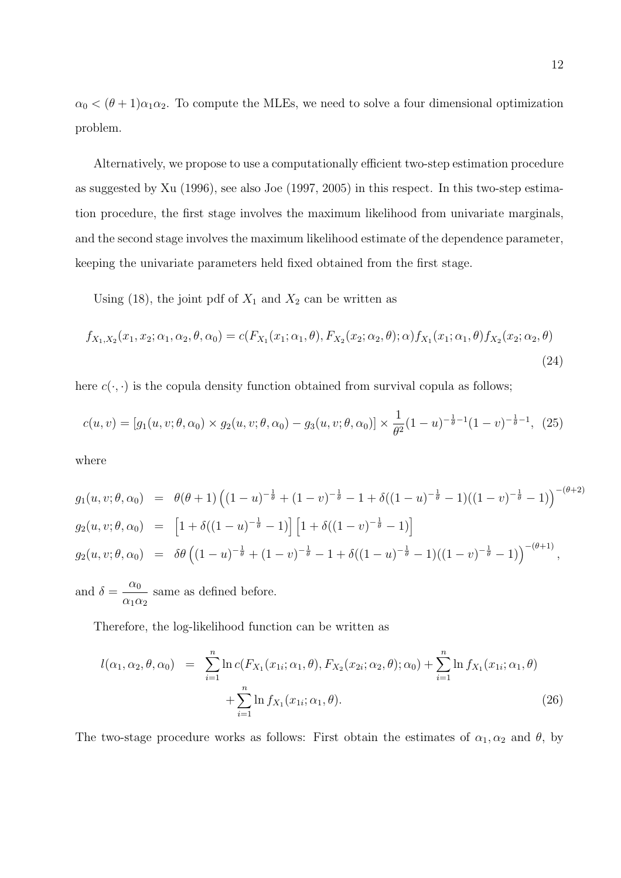$\alpha_0 < (\theta+1)\alpha_1\alpha_2$. To compute the MLEs, we need to solve a four dimensional optimization problem.

Alternatively, we propose to use a computationally efficient two-step estimation procedure as suggested by Xu (1996), see also Joe (1997, 2005) in this respect. In this two-step estimation procedure, the first stage involves the maximum likelihood from univariate marginals, and the second stage involves the maximum likelihood estimate of the dependence parameter, keeping the univariate parameters held fixed obtained from the first stage.

Using (18), the joint pdf of $X_1$ and $X_2$ can be written as

$$f_{X_1,X_2}(x_1, x_2; \alpha_1, \alpha_2, \theta, \alpha_0) = c(F_{X_1}(x_1; \alpha_1, \theta), F_{X_2}(x_2; \alpha_2, \theta); \alpha) f_{X_1}(x_1; \alpha_1, \theta) f_{X_2}(x_2; \alpha_2, \theta) \tag{24}$$

here $c(\cdot,\cdot)$ is the copula density function obtained from survival copula as follows;

$$c(u, v) = [g_1(u, v; \theta, \alpha_0) \times g_2(u, v; \theta, \alpha_0) - g_3(u, v; \theta, \alpha_0)] \times \frac{1}{\theta^2}(1-u)^{-\frac{1}{\theta}-1}(1-v)^{-\frac{1}{\theta}-1}, \tag{25}$$

where

$$\begin{aligned}
g_1(u, v; \theta, \alpha_0) &= \theta(\theta+1)\left((1-u)^{-\frac{1}{\theta}} + (1-v)^{-\frac{1}{\theta}} - 1 + \delta((1-u)^{-\frac{1}{\theta}} - 1)((1-v)^{-\frac{1}{\theta}} - 1)\right)^{-(\theta+2)} \\
g_2(u, v; \theta, \alpha_0) &= \left[1 + \delta((1-u)^{-\frac{1}{\theta}} - 1)\right]\left[1 + \delta((1-v)^{-\frac{1}{\theta}} - 1)\right] \\
g_2(u, v; \theta, \alpha_0) &= \delta\theta\left((1-u)^{-\frac{1}{\theta}} + (1-v)^{-\frac{1}{\theta}} - 1 + \delta((1-u)^{-\frac{1}{\theta}} - 1)((1-v)^{-\frac{1}{\theta}} - 1)\right)^{-(\theta+1)},
\end{aligned}$$

and $\delta = \dfrac{\alpha_0}{\alpha_1\alpha_2}$ same as defined before.

Therefore, the log-likelihood function can be written as

$$\begin{aligned}
l(\alpha_1, \alpha_2, \theta, \alpha_0) &= \sum_{i=1}^{n} \ln c(F_{X_1}(x_{1i}; \alpha_1, \theta), F_{X_2}(x_{2i}; \alpha_2, \theta); \alpha_0) + \sum_{i=1}^{n} \ln f_{X_1}(x_{1i}; \alpha_1, \theta) \\
&\quad + \sum_{i=1}^{n} \ln f_{X_1}(x_{1i}; \alpha_1, \theta).
\end{aligned} \tag{26}$$

The two-stage procedure works as follows: First obtain the estimates of $\alpha_1, \alpha_2$ and $\theta$, by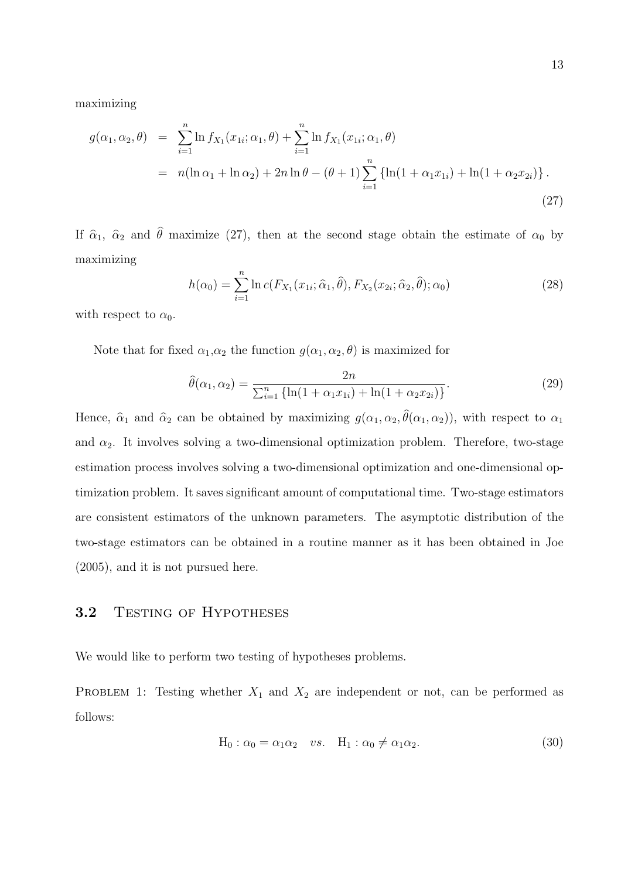maximizing

$$
\begin{aligned}
g(\alpha_1, \alpha_2, \theta) &= \sum_{i=1}^{n} \ln f_{X_1}(x_{1i}; \alpha_1, \theta) + \sum_{i=1}^{n} \ln f_{X_1}(x_{1i}; \alpha_1, \theta) \\
&= n(\ln \alpha_1 + \ln \alpha_2) + 2n \ln \theta - (\theta + 1) \sum_{i=1}^{n} \left\{ \ln(1 + \alpha_1 x_{1i}) + \ln(1 + \alpha_2 x_{2i}) \right\}.
\end{aligned} \tag{27}
$$

If $\widehat{\alpha}_1$, $\widehat{\alpha}_2$ and $\widehat{\theta}$ maximize (27), then at the second stage obtain the estimate of $\alpha_0$ by maximizing

$$
h(\alpha_0) = \sum_{i=1}^{n} \ln c(F_{X_1}(x_{1i}; \widehat{\alpha}_1, \widehat{\theta}), F_{X_2}(x_{2i}; \widehat{\alpha}_2, \widehat{\theta}); \alpha_0) \tag{28}
$$

with respect to $\alpha_0$.

Note that for fixed $\alpha_1$,$\alpha_2$ the function $g(\alpha_1, \alpha_2, \theta)$ is maximized for

$$
\widehat{\theta}(\alpha_1, \alpha_2) = \frac{2n}{\sum_{i=1}^{n} \left\{ \ln(1 + \alpha_1 x_{1i}) + \ln(1 + \alpha_2 x_{2i}) \right\}}. \tag{29}
$$

Hence, $\widehat{\alpha}_1$ and $\widehat{\alpha}_2$ can be obtained by maximizing $g(\alpha_1, \alpha_2, \widehat{\theta}(\alpha_1, \alpha_2))$, with respect to $\alpha_1$ and $\alpha_2$. It involves solving a two-dimensional optimization problem. Therefore, two-stage estimation process involves solving a two-dimensional optimization and one-dimensional optimization problem. It saves significant amount of computational time. Two-stage estimators are consistent estimators of the unknown parameters. The asymptotic distribution of the two-stage estimators can be obtained in a routine manner as it has been obtained in Joe (2005), and it is not pursued here.

## 3.2 Testing of Hypotheses

We would like to perform two testing of hypotheses problems.

Problem 1: Testing whether $X_1$ and $X_2$ are independent or not, can be performed as follows:

$$
\mathrm{H}_0 : \alpha_0 = \alpha_1 \alpha_2 \quad vs. \quad \mathrm{H}_1 : \alpha_0 \neq \alpha_1 \alpha_2. \tag{30}
$$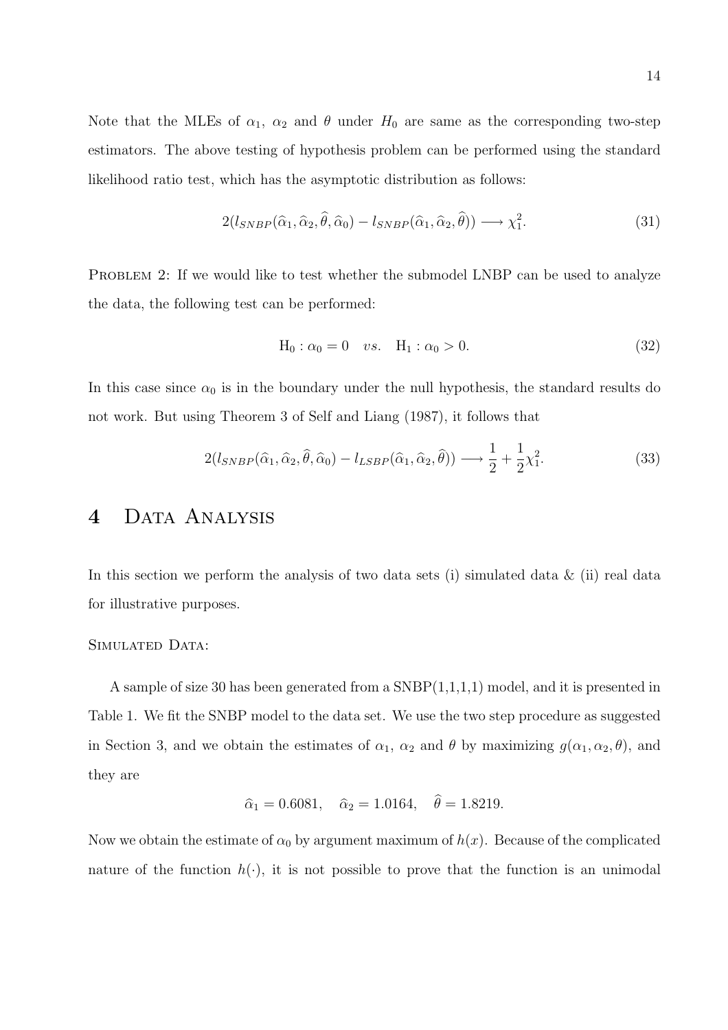Note that the MLEs of $\alpha_1$, $\alpha_2$ and $\theta$ under $H_0$ are same as the corresponding two-step estimators. The above testing of hypothesis problem can be performed using the standard likelihood ratio test, which has the asymptotic distribution as follows:

$$2(l_{SNBP}(\widehat{\alpha}_1, \widehat{\alpha}_2, \widehat{\theta}, \widehat{\alpha}_0) - l_{SNBP}(\widehat{\alpha}_1, \widehat{\alpha}_2, \widehat{\theta})) \longrightarrow \chi_1^2. \tag{31}$$

Problem 2: If we would like to test whether the submodel LNBP can be used to analyze the data, the following test can be performed:

$$\mathrm{H}_0 : \alpha_0 = 0 \quad vs. \quad \mathrm{H}_1 : \alpha_0 > 0. \tag{32}$$

In this case since $\alpha_0$ is in the boundary under the null hypothesis, the standard results do not work. But using Theorem 3 of Self and Liang (1987), it follows that

$$2(l_{SNBP}(\widehat{\alpha}_1, \widehat{\alpha}_2, \widehat{\theta}, \widehat{\alpha}_0) - l_{LSBP}(\widehat{\alpha}_1, \widehat{\alpha}_2, \widehat{\theta})) \longrightarrow \frac{1}{2} + \frac{1}{2}\chi_1^2. \tag{33}$$

# 4 Data Analysis

In this section we perform the analysis of two data sets (i) simulated data & (ii) real data for illustrative purposes.

Simulated Data:

A sample of size 30 has been generated from a SNBP(1,1,1,1) model, and it is presented in Table 1. We fit the SNBP model to the data set. We use the two step procedure as suggested in Section 3, and we obtain the estimates of $\alpha_1$, $\alpha_2$ and $\theta$ by maximizing $g(\alpha_1, \alpha_2, \theta)$, and they are

$$\widehat{\alpha}_1 = 0.6081, \quad \widehat{\alpha}_2 = 1.0164, \quad \widehat{\theta} = 1.8219.$$

Now we obtain the estimate of $\alpha_0$ by argument maximum of $h(x)$. Because of the complicated nature of the function $h(\cdot)$, it is not possible to prove that the function is an unimodal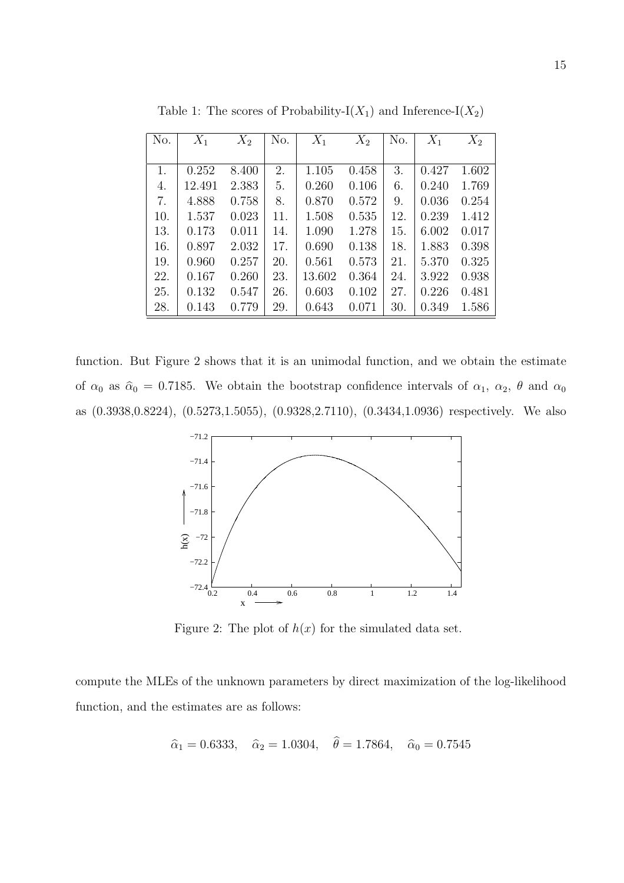Table 1: The scores of Probability-I($X_1$) and Inference-I($X_2$)

| No. | $X_1$ | $X_2$ | No. | $X_1$ | $X_2$ | No. | $X_1$ | $X_2$ |
|---|---|---|---|---|---|---|---|---|
| 1. | 0.252 | 8.400 | 2. | 1.105 | 0.458 | 3. | 0.427 | 1.602 |
| 4. | 12.491 | 2.383 | 5. | 0.260 | 0.106 | 6. | 0.240 | 1.769 |
| 7. | 4.888 | 0.758 | 8. | 0.870 | 0.572 | 9. | 0.036 | 0.254 |
| 10. | 1.537 | 0.023 | 11. | 1.508 | 0.535 | 12. | 0.239 | 1.412 |
| 13. | 0.173 | 0.011 | 14. | 1.090 | 1.278 | 15. | 6.002 | 0.017 |
| 16. | 0.897 | 2.032 | 17. | 0.690 | 0.138 | 18. | 1.883 | 0.398 |
| 19. | 0.960 | 0.257 | 20. | 0.561 | 0.573 | 21. | 5.370 | 0.325 |
| 22. | 0.167 | 0.260 | 23. | 13.602 | 0.364 | 24. | 3.922 | 0.938 |
| 25. | 0.132 | 0.547 | 26. | 0.603 | 0.102 | 27. | 0.226 | 0.481 |
| 28. | 0.143 | 0.779 | 29. | 0.643 | 0.071 | 30. | 0.349 | 1.586 |

function. But Figure 2 shows that it is an unimodal function, and we obtain the estimate of $\alpha_0$ as $\widehat{\alpha}_0 = 0.7185$. We obtain the bootstrap confidence intervals of $\alpha_1$, $\alpha_2$, $\theta$ and $\alpha_0$ as (0.3938,0.8224), (0.5273,1.5055), (0.9328,2.7110), (0.3434,1.0936) respectively. We also

Figure 2: The plot of $h(x)$ for the simulated data set.

compute the MLEs of the unknown parameters by direct maximization of the log-likelihood function, and the estimates are as follows:

$$\widehat{\alpha}_1 = 0.6333, \quad \widehat{\alpha}_2 = 1.0304, \quad \widehat{\theta} = 1.7864, \quad \widehat{\alpha}_0 = 0.7545$$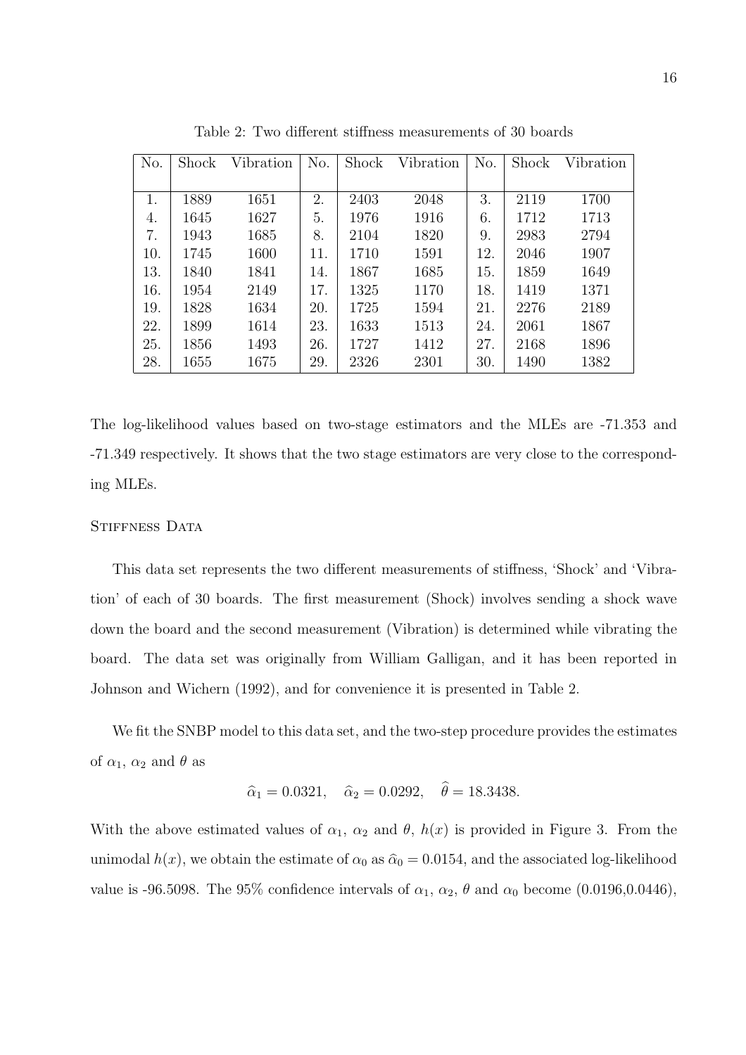Table 2: Two different stiffness measurements of 30 boards

| No. | Shock | Vibration | No. | Shock | Vibration | No. | Shock | Vibration |
|---|---|---|---|---|---|---|---|---|
| 1. | 1889 | 1651 | 2. | 2403 | 2048 | 3. | 2119 | 1700 |
| 4. | 1645 | 1627 | 5. | 1976 | 1916 | 6. | 1712 | 1713 |
| 7. | 1943 | 1685 | 8. | 2104 | 1820 | 9. | 2983 | 2794 |
| 10. | 1745 | 1600 | 11. | 1710 | 1591 | 12. | 2046 | 1907 |
| 13. | 1840 | 1841 | 14. | 1867 | 1685 | 15. | 1859 | 1649 |
| 16. | 1954 | 2149 | 17. | 1325 | 1170 | 18. | 1419 | 1371 |
| 19. | 1828 | 1634 | 20. | 1725 | 1594 | 21. | 2276 | 2189 |
| 22. | 1899 | 1614 | 23. | 1633 | 1513 | 24. | 2061 | 1867 |
| 25. | 1856 | 1493 | 26. | 1727 | 1412 | 27. | 2168 | 1896 |
| 28. | 1655 | 1675 | 29. | 2326 | 2301 | 30. | 1490 | 1382 |

The log-likelihood values based on two-stage estimators and the MLEs are -71.353 and -71.349 respectively. It shows that the two stage estimators are very close to the corresponding MLEs.

### Stiffness Data

This data set represents the two different measurements of stiffness, 'Shock' and 'Vibration' of each of 30 boards. The first measurement (Shock) involves sending a shock wave down the board and the second measurement (Vibration) is determined while vibrating the board. The data set was originally from William Galligan, and it has been reported in Johnson and Wichern (1992), and for convenience it is presented in Table 2.

We fit the SNBP model to this data set, and the two-step procedure provides the estimates of $\alpha_1$, $\alpha_2$ and $\theta$ as

$$\widehat{\alpha}_1 = 0.0321, \quad \widehat{\alpha}_2 = 0.0292, \quad \widehat{\theta} = 18.3438.$$

With the above estimated values of $\alpha_1$, $\alpha_2$ and $\theta$, $h(x)$ is provided in Figure 3. From the unimodal $h(x)$, we obtain the estimate of $\alpha_0$ as $\widehat{\alpha}_0 = 0.0154$, and the associated log-likelihood value is -96.5098. The 95% confidence intervals of $\alpha_1$, $\alpha_2$, $\theta$ and $\alpha_0$ become (0.0196,0.0446),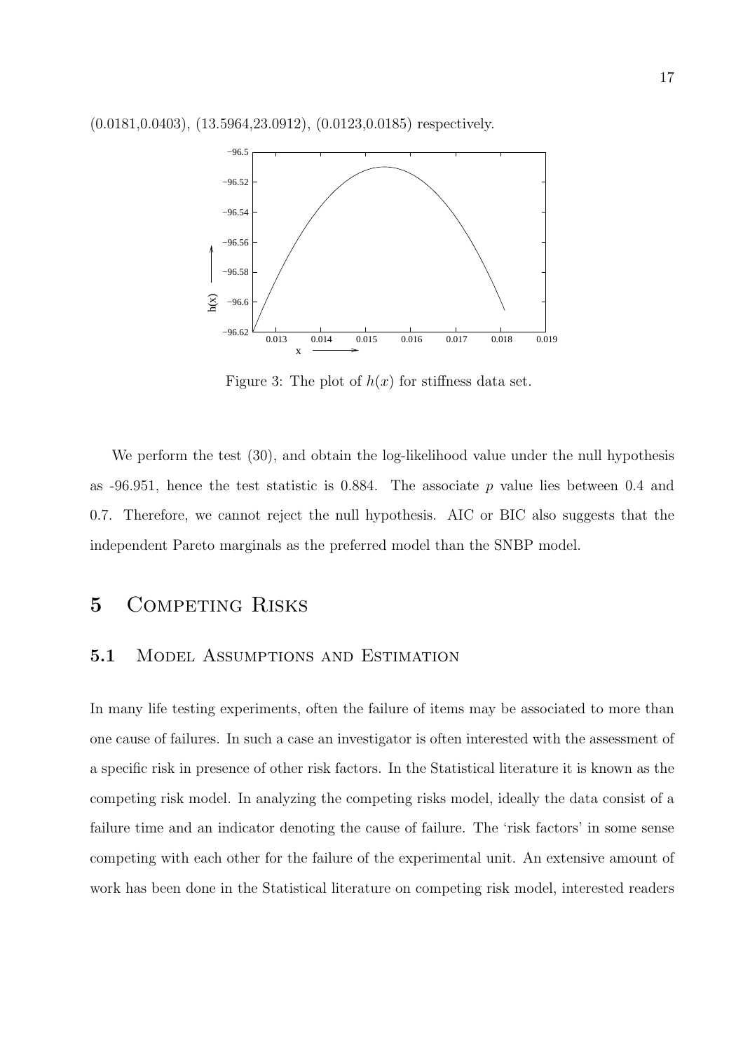(0.0181,0.0403), (13.5964,23.0912), (0.0123,0.0185) respectively.

Figure 3: The plot of $h(x)$ for stiffness data set.

We perform the test (30), and obtain the log-likelihood value under the null hypothesis as -96.951, hence the test statistic is 0.884. The associate $p$ value lies between 0.4 and 0.7. Therefore, we cannot reject the null hypothesis. AIC or BIC also suggests that the independent Pareto marginals as the preferred model than the SNBP model.

# 5 Competing Risks

## 5.1 Model Assumptions and Estimation

In many life testing experiments, often the failure of items may be associated to more than one cause of failures. In such a case an investigator is often interested with the assessment of a specific risk in presence of other risk factors. In the Statistical literature it is known as the competing risk model. In analyzing the competing risks model, ideally the data consist of a failure time and an indicator denoting the cause of failure. The 'risk factors' in some sense competing with each other for the failure of the experimental unit. An extensive amount of work has been done in the Statistical literature on competing risk model, interested readers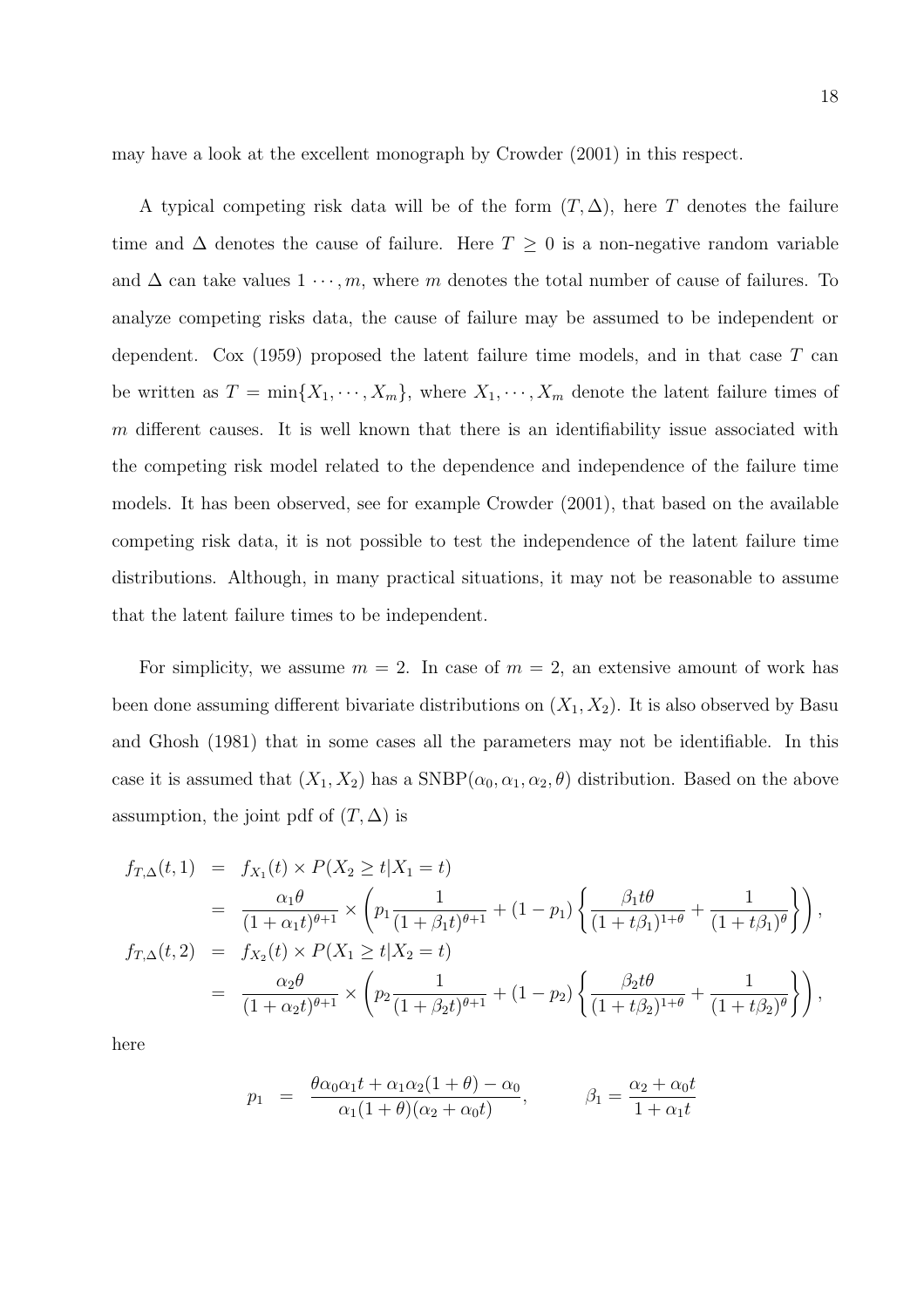may have a look at the excellent monograph by Crowder (2001) in this respect.

A typical competing risk data will be of the form $(T, \Delta)$, here $T$ denotes the failure time and $\Delta$ denotes the cause of failure. Here $T \geq 0$ is a non-negative random variable and $\Delta$ can take values $1 \cdots, m$, where $m$ denotes the total number of cause of failures. To analyze competing risks data, the cause of failure may be assumed to be independent or dependent. Cox (1959) proposed the latent failure time models, and in that case $T$ can be written as $T = \min\{X_1, \cdots, X_m\}$, where $X_1, \cdots, X_m$ denote the latent failure times of $m$ different causes. It is well known that there is an identifiability issue associated with the competing risk model related to the dependence and independence of the failure time models. It has been observed, see for example Crowder (2001), that based on the available competing risk data, it is not possible to test the independence of the latent failure time distributions. Although, in many practical situations, it may not be reasonable to assume that the latent failure times to be independent.

For simplicity, we assume $m = 2$. In case of $m = 2$, an extensive amount of work has been done assuming different bivariate distributions on $(X_1, X_2)$. It is also observed by Basu and Ghosh (1981) that in some cases all the parameters may not be identifiable. In this case it is assumed that $(X_1, X_2)$ has a $\text{SNBP}(\alpha_0, \alpha_1, \alpha_2, \theta)$ distribution. Based on the above assumption, the joint pdf of $(T, \Delta)$ is

$$
\begin{aligned}
f_{T,\Delta}(t,1) &= f_{X_1}(t) \times P(X_2 \geq t | X_1 = t) \\
&= \frac{\alpha_1 \theta}{(1+\alpha_1 t)^{\theta+1}} \times \left( p_1 \frac{1}{(1+\beta_1 t)^{\theta+1}} + (1-p_1) \left\{ \frac{\beta_1 t \theta}{(1+t\beta_1)^{1+\theta}} + \frac{1}{(1+t\beta_1)^{\theta}} \right\} \right), \\
f_{T,\Delta}(t,2) &= f_{X_2}(t) \times P(X_1 \geq t | X_2 = t) \\
&= \frac{\alpha_2 \theta}{(1+\alpha_2 t)^{\theta+1}} \times \left( p_2 \frac{1}{(1+\beta_2 t)^{\theta+1}} + (1-p_2) \left\{ \frac{\beta_2 t \theta}{(1+t\beta_2)^{1+\theta}} + \frac{1}{(1+t\beta_2)^{\theta}} \right\} \right),
\end{aligned}
$$

here

$$
p_1 = \frac{\theta \alpha_0 \alpha_1 t + \alpha_1 \alpha_2 (1+\theta) - \alpha_0}{\alpha_1 (1+\theta)(\alpha_2 + \alpha_0 t)}, \qquad \beta_1 = \frac{\alpha_2 + \alpha_0 t}{1 + \alpha_1 t}
$$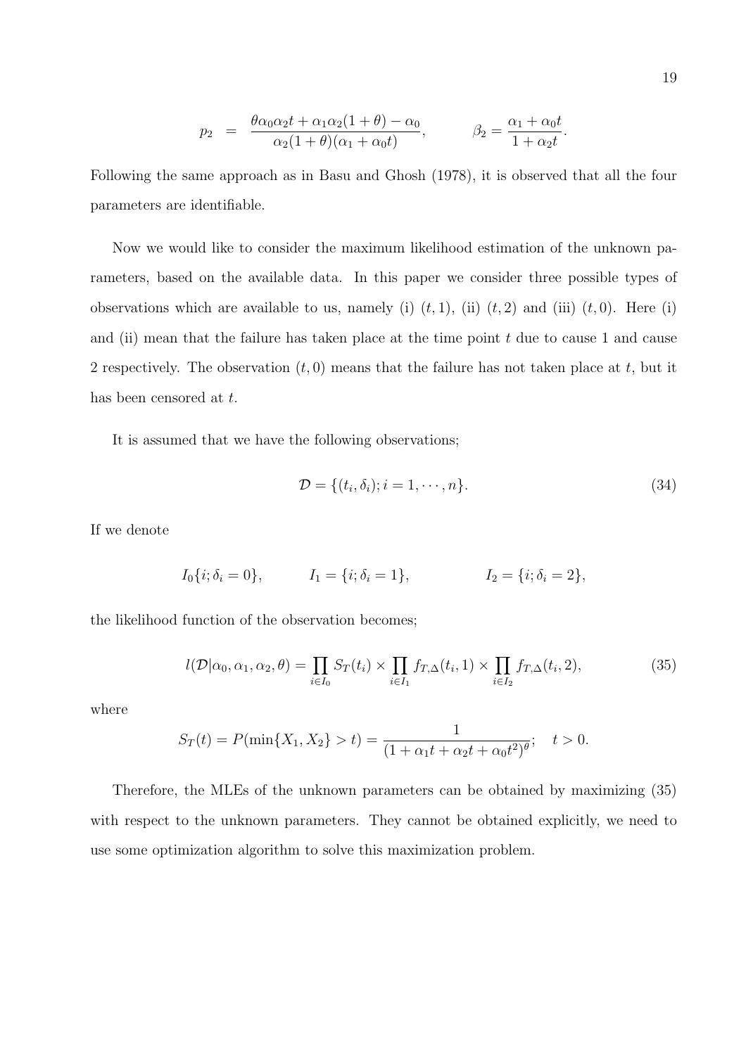$$
p_2 \;=\; \frac{\theta\alpha_0\alpha_2 t + \alpha_1\alpha_2(1+\theta) - \alpha_0}{\alpha_2(1+\theta)(\alpha_1+\alpha_0 t)}, \qquad\qquad \beta_2 = \frac{\alpha_1+\alpha_0 t}{1+\alpha_2 t}.
$$

Following the same approach as in Basu and Ghosh (1978), it is observed that all the four parameters are identifiable.

Now we would like to consider the maximum likelihood estimation of the unknown parameters, based on the available data. In this paper we consider three possible types of observations which are available to us, namely (i) $(t,1)$, (ii) $(t,2)$ and (iii) $(t,0)$. Here (i) and (ii) mean that the failure has taken place at the time point $t$ due to cause 1 and cause 2 respectively. The observation $(t,0)$ means that the failure has not taken place at $t$, but it has been censored at $t$.

It is assumed that we have the following observations;

$$
\mathcal{D} = \{(t_i,\delta_i); i = 1,\cdots,n\}. \tag{34}
$$

If we denote

$$
I_0\{i;\delta_i = 0\}, \qquad\quad I_1 = \{i;\delta_i = 1\}, \qquad\qquad I_2 = \{i;\delta_i = 2\},
$$

the likelihood function of the observation becomes;

$$
l(\mathcal{D}|\alpha_0,\alpha_1,\alpha_2,\theta) = \prod_{i\in I_0} S_T(t_i) \times \prod_{i\in I_1} f_{T,\Delta}(t_i,1) \times \prod_{i\in I_2} f_{T,\Delta}(t_i,2), \tag{35}
$$

where

$$
S_T(t) = P(\min\{X_1,X_2\} > t) = \frac{1}{(1+\alpha_1 t+\alpha_2 t+\alpha_0 t^2)^{\theta}}; \quad t > 0.
$$

Therefore, the MLEs of the unknown parameters can be obtained by maximizing (35) with respect to the unknown parameters. They cannot be obtained explicitly, we need to use some optimization algorithm to solve this maximization problem.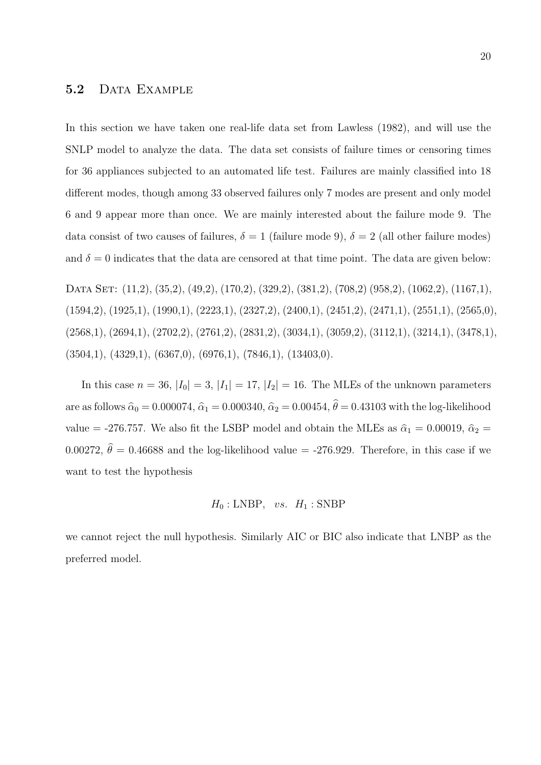## 5.2 Data Example

In this section we have taken one real-life data set from Lawless (1982), and will use the SNLP model to analyze the data. The data set consists of failure times or censoring times for 36 appliances subjected to an automated life test. Failures are mainly classified into 18 different modes, though among 33 observed failures only 7 modes are present and only model 6 and 9 appear more than once. We are mainly interested about the failure mode 9. The data consist of two causes of failures, $\delta = 1$ (failure mode 9), $\delta = 2$ (all other failure modes) and $\delta = 0$ indicates that the data are censored at that time point. The data are given below:

Data Set: (11,2), (35,2), (49,2), (170,2), (329,2), (381,2), (708,2) (958,2), (1062,2), (1167,1), (1594,2), (1925,1), (1990,1), (2223,1), (2327,2), (2400,1), (2451,2), (2471,1), (2551,1), (2565,0), (2568,1), (2694,1), (2702,2), (2761,2), (2831,2), (3034,1), (3059,2), (3112,1), (3214,1), (3478,1), (3504,1), (4329,1), (6367,0), (6976,1), (7846,1), (13403,0).

In this case $n = 36$, $|I_0| = 3$, $|I_1| = 17$, $|I_2| = 16$. The MLEs of the unknown parameters are as follows $\widehat{\alpha}_0 = 0.000074$, $\widehat{\alpha}_1 = 0.000340$, $\widehat{\alpha}_2 = 0.00454$, $\widehat{\theta} = 0.43103$ with the log-likelihood value = -276.757. We also fit the LSBP model and obtain the MLEs as $\widehat{\alpha}_1 = 0.00019$, $\widehat{\alpha}_2 = 0.00272$, $\widehat{\theta} = 0.46688$ and the log-likelihood value = -276.929. Therefore, in this case if we want to test the hypothesis

$$H_0 : \text{LNBP}, \quad vs. \quad H_1 : \text{SNBP}$$

we cannot reject the null hypothesis. Similarly AIC or BIC also indicate that LNBP as the preferred model.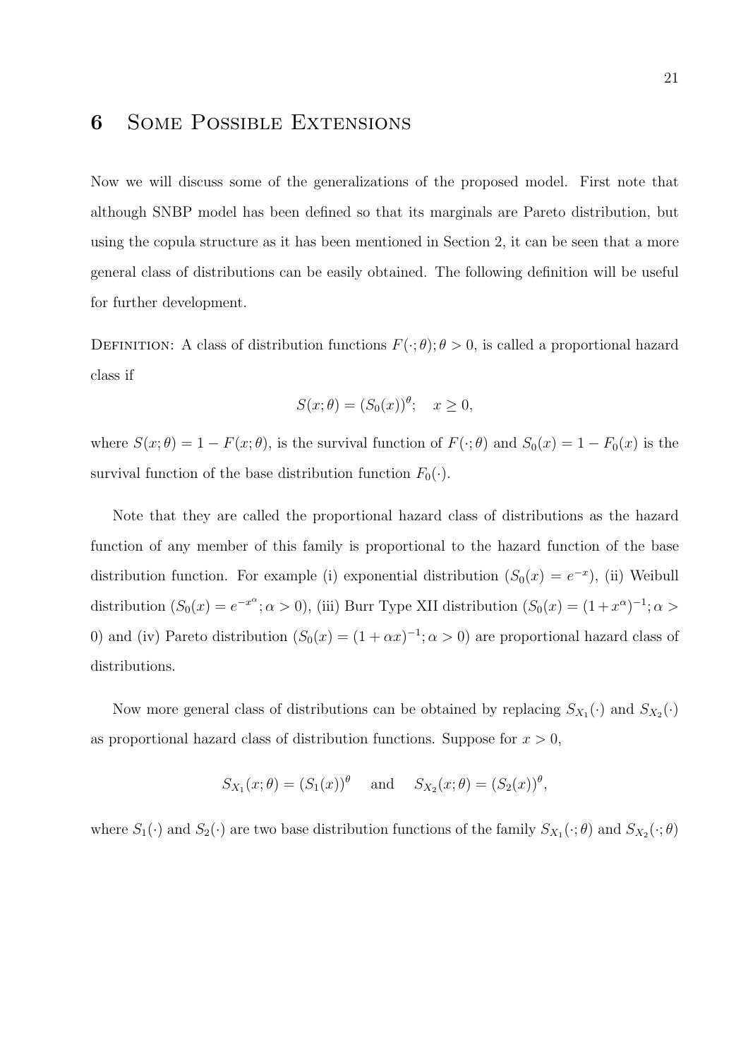# 6 Some Possible Extensions

Now we will discuss some of the generalizations of the proposed model. First note that although SNBP model has been defined so that its marginals are Pareto distribution, but using the copula structure as it has been mentioned in Section 2, it can be seen that a more general class of distributions can be easily obtained. The following definition will be useful for further development.

Definition: A class of distribution functions $F(\cdot;\theta); \theta > 0$, is called a proportional hazard class if

$$S(x;\theta) = (S_0(x))^{\theta}; \quad x \geq 0,$$

where $S(x;\theta) = 1 - F(x;\theta)$, is the survival function of $F(\cdot;\theta)$ and $S_0(x) = 1 - F_0(x)$ is the survival function of the base distribution function $F_0(\cdot)$.

Note that they are called the proportional hazard class of distributions as the hazard function of any member of this family is proportional to the hazard function of the base distribution function. For example (i) exponential distribution ($S_0(x) = e^{-x}$), (ii) Weibull distribution ($S_0(x) = e^{-x^{\alpha}}; \alpha > 0$), (iii) Burr Type XII distribution ($S_0(x) = (1 + x^{\alpha})^{-1}; \alpha > 0$) and (iv) Pareto distribution ($S_0(x) = (1 + \alpha x)^{-1}; \alpha > 0$) are proportional hazard class of distributions.

Now more general class of distributions can be obtained by replacing $S_{X_1}(\cdot)$ and $S_{X_2}(\cdot)$ as proportional hazard class of distribution functions. Suppose for $x > 0$,

$$S_{X_1}(x;\theta) = (S_1(x))^{\theta} \quad \text{and} \quad S_{X_2}(x;\theta) = (S_2(x))^{\theta},$$

where $S_1(\cdot)$ and $S_2(\cdot)$ are two base distribution functions of the family $S_{X_1}(\cdot;\theta)$ and $S_{X_2}(\cdot;\theta)$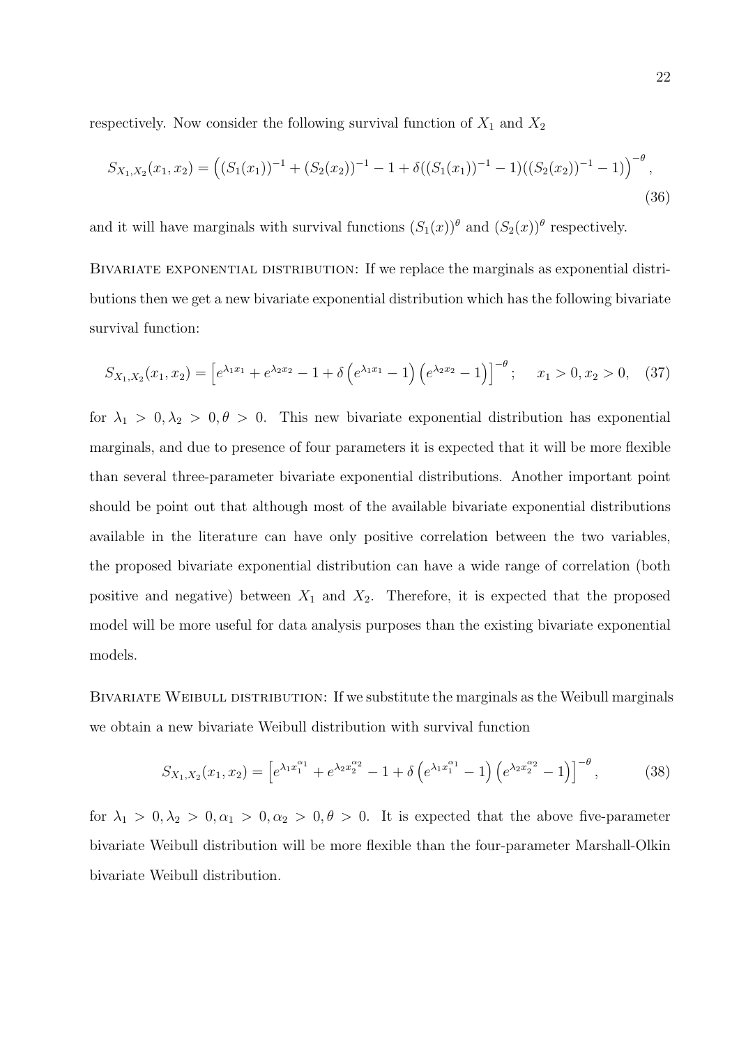respectively. Now consider the following survival function of $X_1$ and $X_2$

$$S_{X_1,X_2}(x_1, x_2) = \left( (S_1(x_1))^{-1} + (S_2(x_2))^{-1} - 1 + \delta((S_1(x_1))^{-1} - 1)((S_2(x_2))^{-1} - 1) \right)^{-\theta}, \tag{36}$$

and it will have marginals with survival functions $(S_1(x))^{\theta}$ and $(S_2(x))^{\theta}$ respectively.

Bivariate exponential distribution: If we replace the marginals as exponential distributions then we get a new bivariate exponential distribution which has the following bivariate survival function:

$$S_{X_1,X_2}(x_1, x_2) = \left[ e^{\lambda_1 x_1} + e^{\lambda_2 x_2} - 1 + \delta \left( e^{\lambda_1 x_1} - 1 \right) \left( e^{\lambda_2 x_2} - 1 \right) \right]^{-\theta}; \quad x_1 > 0, x_2 > 0, \tag{37}$$

for $\lambda_1 > 0, \lambda_2 > 0, \theta > 0$. This new bivariate exponential distribution has exponential marginals, and due to presence of four parameters it is expected that it will be more flexible than several three-parameter bivariate exponential distributions. Another important point should be point out that although most of the available bivariate exponential distributions available in the literature can have only positive correlation between the two variables, the proposed bivariate exponential distribution can have a wide range of correlation (both positive and negative) between $X_1$ and $X_2$. Therefore, it is expected that the proposed model will be more useful for data analysis purposes than the existing bivariate exponential models.

Bivariate Weibull distribution: If we substitute the marginals as the Weibull marginals we obtain a new bivariate Weibull distribution with survival function

$$S_{X_1,X_2}(x_1, x_2) = \left[ e^{\lambda_1 x_1^{\alpha_1}} + e^{\lambda_2 x_2^{\alpha_2}} - 1 + \delta \left( e^{\lambda_1 x_1^{\alpha_1}} - 1 \right) \left( e^{\lambda_2 x_2^{\alpha_2}} - 1 \right) \right]^{-\theta}, \tag{38}$$

for $\lambda_1 > 0, \lambda_2 > 0, \alpha_1 > 0, \alpha_2 > 0, \theta > 0$. It is expected that the above five-parameter bivariate Weibull distribution will be more flexible than the four-parameter Marshall-Olkin bivariate Weibull distribution.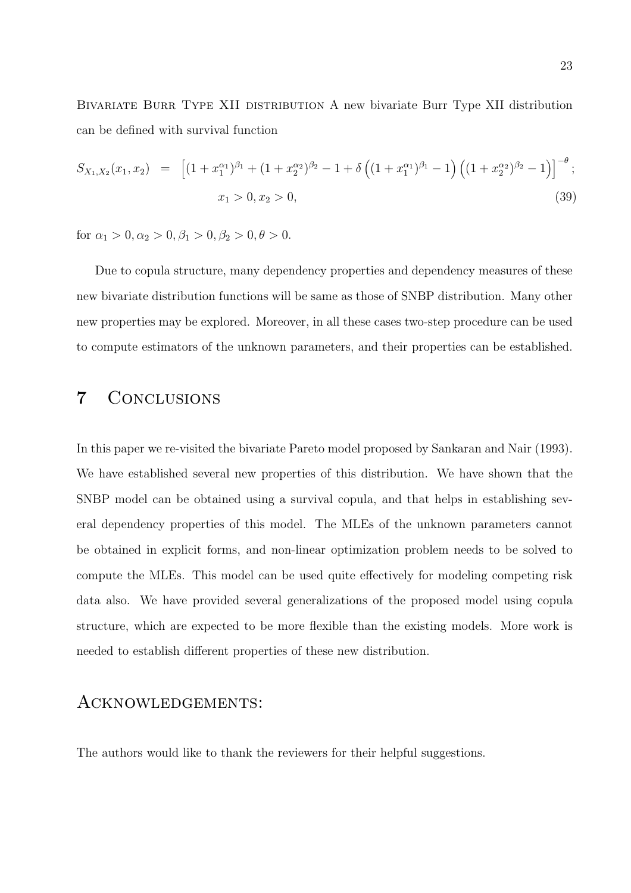Bivariate Burr Type XII distribution A new bivariate Burr Type XII distribution can be defined with survival function

$$
\begin{aligned}
S_{X_1,X_2}(x_1,x_2) &= \left[(1+x_1^{\alpha_1})^{\beta_1} + (1+x_2^{\alpha_2})^{\beta_2} - 1 + \delta\left((1+x_1^{\alpha_1})^{\beta_1} - 1\right)\left((1+x_2^{\alpha_2})^{\beta_2} - 1\right)\right]^{-\theta}; \\
& \qquad x_1 > 0, x_2 > 0, \qquad (39)
\end{aligned}
$$

for $\alpha_1 > 0, \alpha_2 > 0, \beta_1 > 0, \beta_2 > 0, \theta > 0$.

Due to copula structure, many dependency properties and dependency measures of these new bivariate distribution functions will be same as those of SNBP distribution. Many other new properties may be explored. Moreover, in all these cases two-step procedure can be used to compute estimators of the unknown parameters, and their properties can be established.

# 7 Conclusions

In this paper we re-visited the bivariate Pareto model proposed by Sankaran and Nair (1993). We have established several new properties of this distribution. We have shown that the SNBP model can be obtained using a survival copula, and that helps in establishing several dependency properties of this model. The MLEs of the unknown parameters cannot be obtained in explicit forms, and non-linear optimization problem needs to be solved to compute the MLEs. This model can be used quite effectively for modeling competing risk data also. We have provided several generalizations of the proposed model using copula structure, which are expected to be more flexible than the existing models. More work is needed to establish different properties of these new distribution.

# Acknowledgements:

The authors would like to thank the reviewers for their helpful suggestions.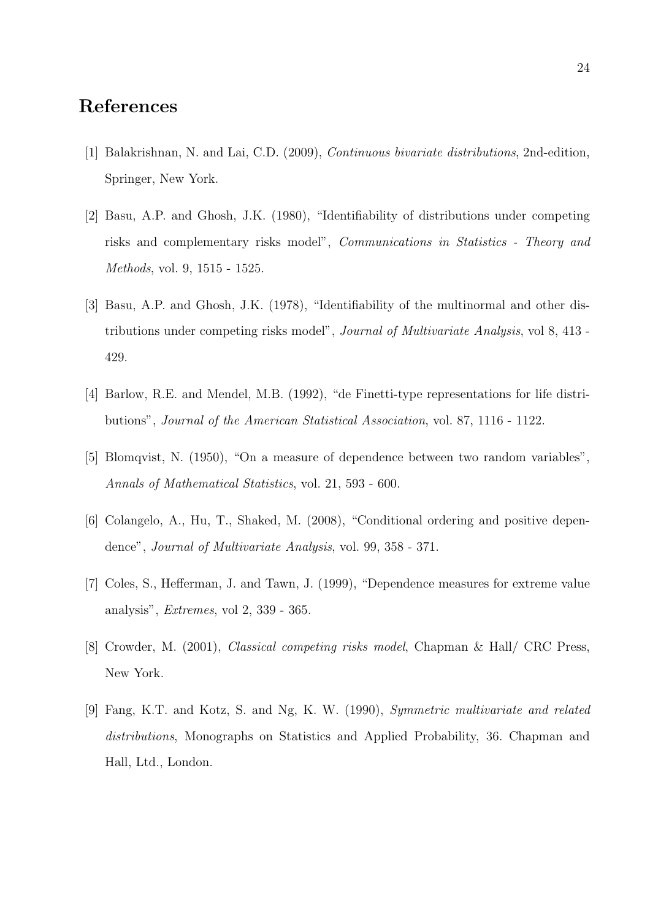# References

[1] Balakrishnan, N. and Lai, C.D. (2009), *Continuous bivariate distributions*, 2nd-edition, Springer, New York.

[2] Basu, A.P. and Ghosh, J.K. (1980), "Identifiability of distributions under competing risks and complementary risks model", *Communications in Statistics - Theory and Methods*, vol. 9, 1515 - 1525.

[3] Basu, A.P. and Ghosh, J.K. (1978), "Identifiability of the multinormal and other distributions under competing risks model", *Journal of Multivariate Analysis*, vol 8, 413 - 429.

[4] Barlow, R.E. and Mendel, M.B. (1992), "de Finetti-type representations for life distributions", *Journal of the American Statistical Association*, vol. 87, 1116 - 1122.

[5] Blomqvist, N. (1950), "On a measure of dependence between two random variables", *Annals of Mathematical Statistics*, vol. 21, 593 - 600.

[6] Colangelo, A., Hu, T., Shaked, M. (2008), "Conditional ordering and positive dependence", *Journal of Multivariate Analysis*, vol. 99, 358 - 371.

[7] Coles, S., Hefferman, J. and Tawn, J. (1999), "Dependence measures for extreme value analysis", *Extremes*, vol 2, 339 - 365.

[8] Crowder, M. (2001), *Classical competing risks model*, Chapman & Hall/ CRC Press, New York.

[9] Fang, K.T. and Kotz, S. and Ng, K. W. (1990), *Symmetric multivariate and related distributions*, Monographs on Statistics and Applied Probability, 36. Chapman and Hall, Ltd., London.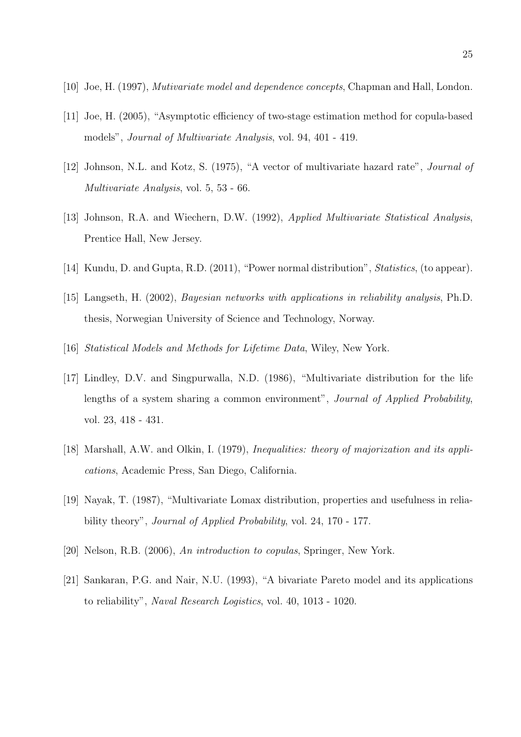[10] Joe, H. (1997), *Mutivariate model and dependence concepts*, Chapman and Hall, London.

[11] Joe, H. (2005), "Asymptotic efficiency of two-stage estimation method for copula-based models", *Journal of Multivariate Analysis*, vol. 94, 401 - 419.

[12] Johnson, N.L. and Kotz, S. (1975), "A vector of multivariate hazard rate", *Journal of Multivariate Analysis*, vol. 5, 53 - 66.

[13] Johnson, R.A. and Wiechern, D.W. (1992), *Applied Multivariate Statistical Analysis*, Prentice Hall, New Jersey.

[14] Kundu, D. and Gupta, R.D. (2011), "Power normal distribution", *Statistics*, (to appear).

[15] Langseth, H. (2002), *Bayesian networks with applications in reliability analysis*, Ph.D. thesis, Norwegian University of Science and Technology, Norway.

[16] *Statistical Models and Methods for Lifetime Data*, Wiley, New York.

[17] Lindley, D.V. and Singpurwalla, N.D. (1986), "Multivariate distribution for the life lengths of a system sharing a common environment", *Journal of Applied Probability*, vol. 23, 418 - 431.

[18] Marshall, A.W. and Olkin, I. (1979), *Inequalities: theory of majorization and its applications*, Academic Press, San Diego, California.

[19] Nayak, T. (1987), "Multivariate Lomax distribution, properties and usefulness in reliability theory", *Journal of Applied Probability*, vol. 24, 170 - 177.

[20] Nelson, R.B. (2006), *An introduction to copulas*, Springer, New York.

[21] Sankaran, P.G. and Nair, N.U. (1993), "A bivariate Pareto model and its applications to reliability", *Naval Research Logistics*, vol. 40, 1013 - 1020.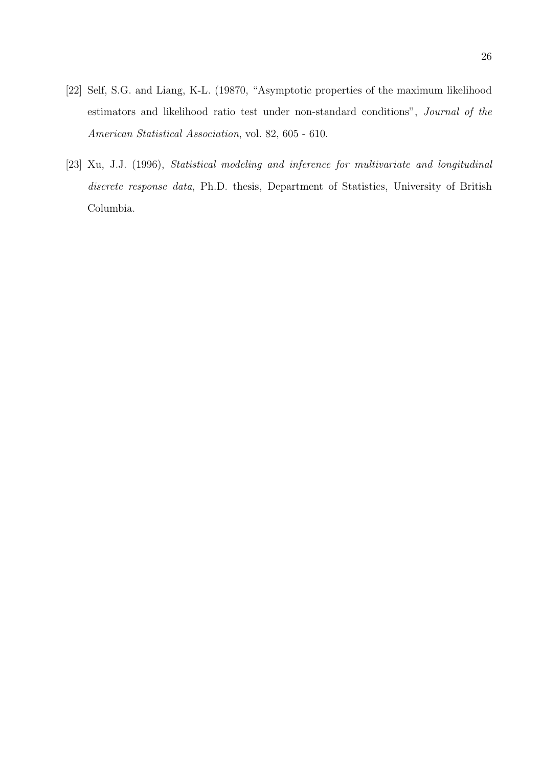[22] Self, S.G. and Liang, K-L. (19870, "Asymptotic properties of the maximum likelihood estimators and likelihood ratio test under non-standard conditions", *Journal of the American Statistical Association*, vol. 82, 605 - 610.

[23] Xu, J.J. (1996), *Statistical modeling and inference for multivariate and longitudinal discrete response data*, Ph.D. thesis, Department of Statistics, University of British Columbia.